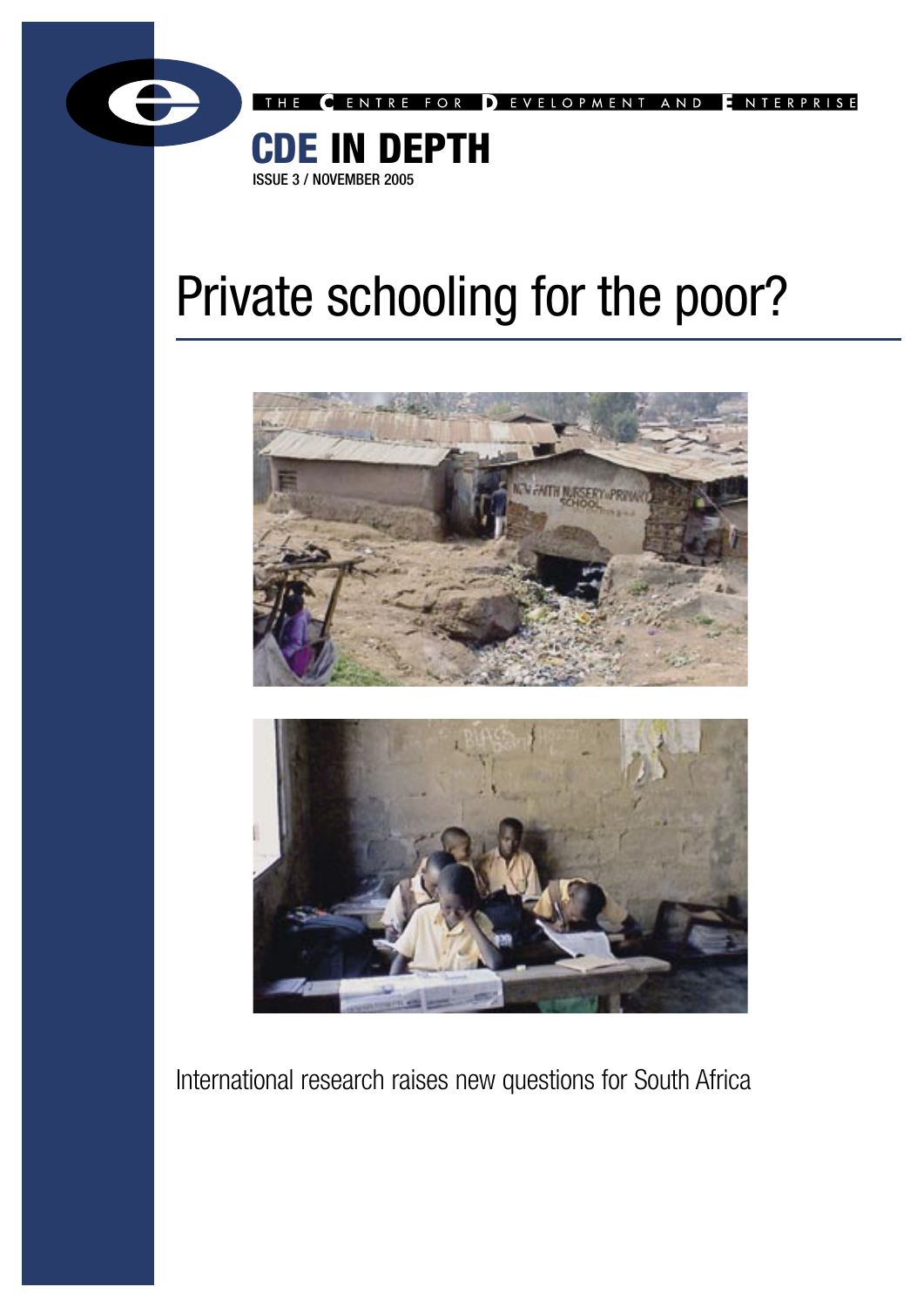THE CENTRE FOR DEVELOPMENT AND ENTERPRISE

**CDE IN DEPTH**

ISSUE 3 / NOVEMBER 2005

# Private schooling for the poor?

International research raises new questions for South Africa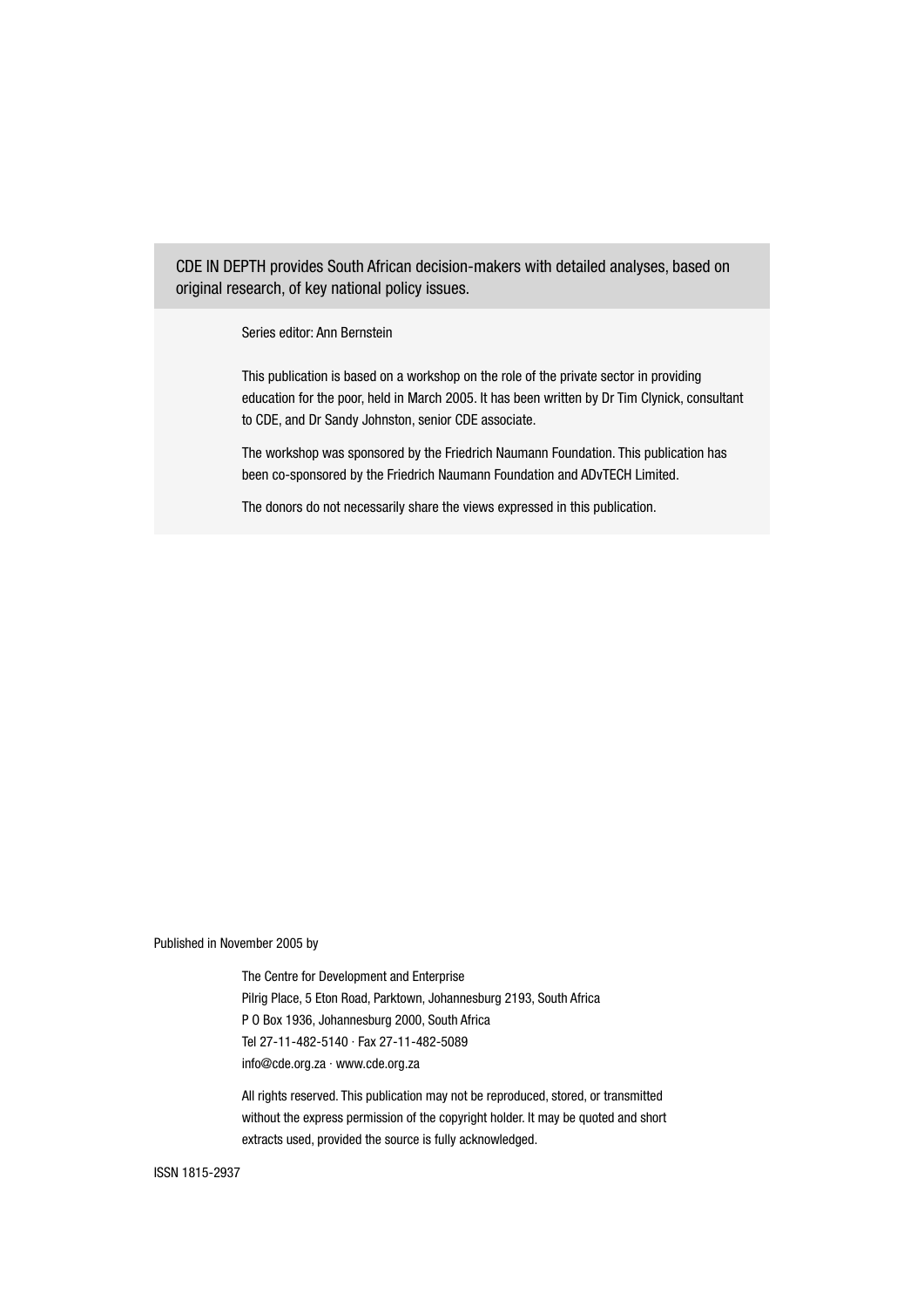CDE IN DEPTH provides South African decision-makers with detailed analyses, based on original research, of key national policy issues.

Series editor: Ann Bernstein

This publication is based on a workshop on the role of the private sector in providing education for the poor, held in March 2005. It has been written by Dr Tim Clynick, consultant to CDE, and Dr Sandy Johnston, senior CDE associate.

The workshop was sponsored by the Friedrich Naumann Foundation. This publication has been co-sponsored by the Friedrich Naumann Foundation and ADvTECH Limited.

The donors do not necessarily share the views expressed in this publication.

Published in November 2005 by

The Centre for Development and Enterprise
Pilrig Place, 5 Eton Road, Parktown, Johannesburg 2193, South Africa
P O Box 1936, Johannesburg 2000, South Africa
Tel 27-11-482-5140 · Fax 27-11-482-5089
info@cde.org.za · www.cde.org.za

All rights reserved. This publication may not be reproduced, stored, or transmitted without the express permission of the copyright holder. It may be quoted and short extracts used, provided the source is fully acknowledged.

ISSN 1815-2937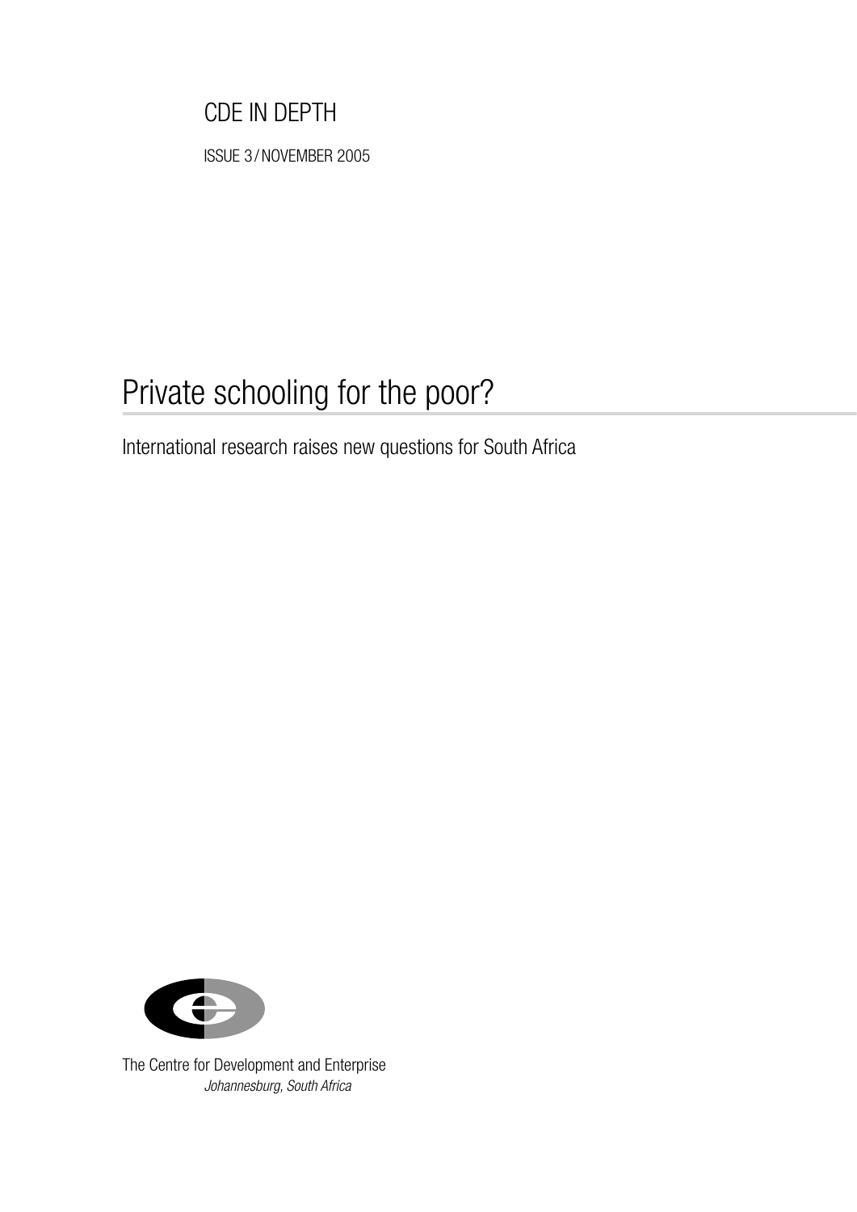CDE IN DEPTH

ISSUE 3 / NOVEMBER 2005

# Private schooling for the poor?

International research raises new questions for South Africa

The Centre for Development and Enterprise

*Johannesburg, South Africa*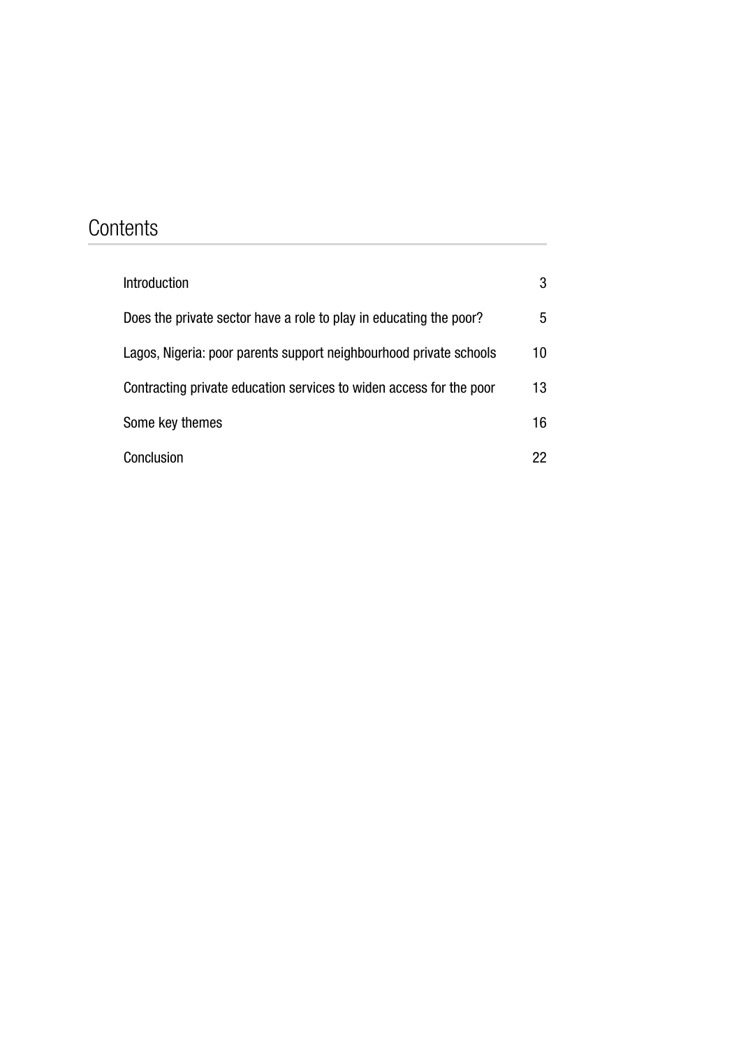# Contents

| | |
|---|---|
| Introduction | 3 |
| Does the private sector have a role to play in educating the poor? | 5 |
| Lagos, Nigeria: poor parents support neighbourhood private schools | 10 |
| Contracting private education services to widen access for the poor | 13 |
| Some key themes | 16 |
| Conclusion | 22 |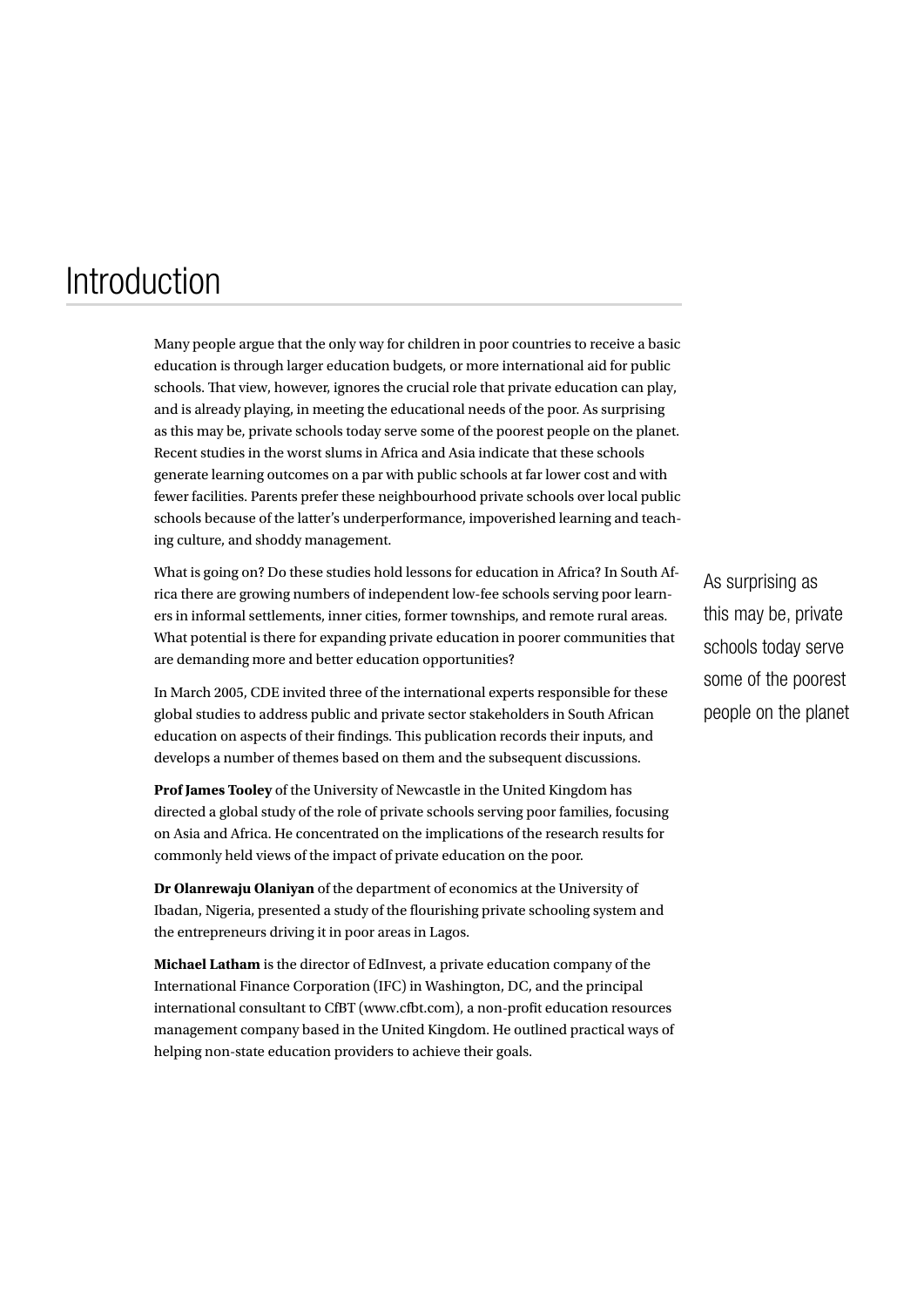# Introduction

Many people argue that the only way for children in poor countries to receive a basic education is through larger education budgets, or more international aid for public schools. That view, however, ignores the crucial role that private education can play, and is already playing, in meeting the educational needs of the poor. As surprising as this may be, private schools today serve some of the poorest people on the planet. Recent studies in the worst slums in Africa and Asia indicate that these schools generate learning outcomes on a par with public schools at far lower cost and with fewer facilities. Parents prefer these neighbourhood private schools over local public schools because of the latter's underperformance, impoverished learning and teaching culture, and shoddy management.

What is going on? Do these studies hold lessons for education in Africa? In South Africa there are growing numbers of independent low-fee schools serving poor learners in informal settlements, inner cities, former townships, and remote rural areas. What potential is there for expanding private education in poorer communities that are demanding more and better education opportunities?

> As surprising as this may be, private schools today serve some of the poorest people on the planet

In March 2005, CDE invited three of the international experts responsible for these global studies to address public and private sector stakeholders in South African education on aspects of their findings. This publication records their inputs, and develops a number of themes based on them and the subsequent discussions.

**Prof James Tooley** of the University of Newcastle in the United Kingdom has directed a global study of the role of private schools serving poor families, focusing on Asia and Africa. He concentrated on the implications of the research results for commonly held views of the impact of private education on the poor.

**Dr Olanrewaju Olaniyan** of the department of economics at the University of Ibadan, Nigeria, presented a study of the flourishing private schooling system and the entrepreneurs driving it in poor areas in Lagos.

**Michael Latham** is the director of EdInvest, a private education company of the International Finance Corporation (IFC) in Washington, DC, and the principal international consultant to CfBT (www.cfbt.com), a non-profit education resources management company based in the United Kingdom. He outlined practical ways of helping non-state education providers to achieve their goals.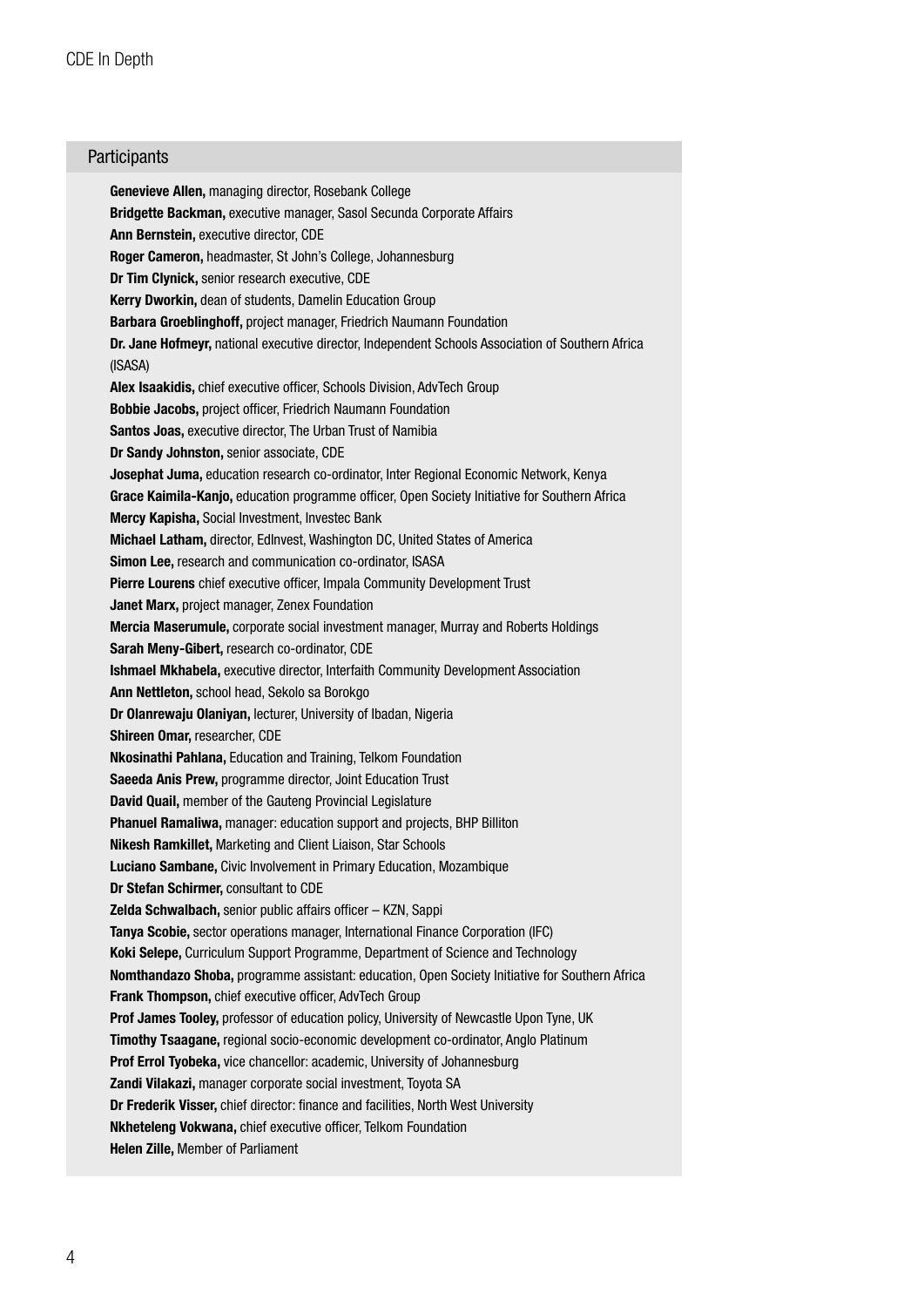## Participants

**Genevieve Allen,** managing director, Rosebank College
**Bridgette Backman,** executive manager, Sasol Secunda Corporate Affairs
**Ann Bernstein,** executive director, CDE
**Roger Cameron,** headmaster, St John's College, Johannesburg
**Dr Tim Clynick,** senior research executive, CDE
**Kerry Dworkin,** dean of students, Damelin Education Group
**Barbara Groeblinghoff,** project manager, Friedrich Naumann Foundation
**Dr. Jane Hofmeyr,** national executive director, Independent Schools Association of Southern Africa (ISASA)
**Alex Isaakidis,** chief executive officer, Schools Division, AdvTech Group
**Bobbie Jacobs,** project officer, Friedrich Naumann Foundation
**Santos Joas,** executive director, The Urban Trust of Namibia
**Dr Sandy Johnston,** senior associate, CDE
**Josephat Juma,** education research co-ordinator, Inter Regional Economic Network, Kenya
**Grace Kaimila-Kanjo,** education programme officer, Open Society Initiative for Southern Africa
**Mercy Kapisha,** Social Investment, Investec Bank
**Michael Latham,** director, EdInvest, Washington DC, United States of America
**Simon Lee,** research and communication co-ordinator, ISASA
**Pierre Lourens** chief executive officer, Impala Community Development Trust
**Janet Marx,** project manager, Zenex Foundation
**Mercia Maserumule,** corporate social investment manager, Murray and Roberts Holdings
**Sarah Meny-Gibert,** research co-ordinator, CDE
**Ishmael Mkhabela,** executive director, Interfaith Community Development Association
**Ann Nettleton,** school head, Sekolo sa Borokgo
**Dr Olanrewaju Olaniyan,** lecturer, University of Ibadan, Nigeria
**Shireen Omar,** researcher, CDE
**Nkosinathi Pahlana,** Education and Training, Telkom Foundation
**Saeeda Anis Prew,** programme director, Joint Education Trust
**David Quail,** member of the Gauteng Provincial Legislature
**Phanuel Ramaliwa,** manager: education support and projects, BHP Billiton
**Nikesh Ramkillet,** Marketing and Client Liaison, Star Schools
**Luciano Sambane,** Civic Involvement in Primary Education, Mozambique
**Dr Stefan Schirmer,** consultant to CDE
**Zelda Schwalbach,** senior public affairs officer – KZN, Sappi
**Tanya Scobie,** sector operations manager, International Finance Corporation (IFC)
**Koki Selepe,** Curriculum Support Programme, Department of Science and Technology
**Nomthandazo Shoba,** programme assistant: education, Open Society Initiative for Southern Africa
**Frank Thompson,** chief executive officer, AdvTech Group
**Prof James Tooley,** professor of education policy, University of Newcastle Upon Tyne, UK
**Timothy Tsaagane,** regional socio-economic development co-ordinator, Anglo Platinum
**Prof Errol Tyobeka,** vice chancellor: academic, University of Johannesburg
**Zandi Vilakazi,** manager corporate social investment, Toyota SA
**Dr Frederik Visser,** chief director: finance and facilities, North West University
**Nkheteleng Vokwana,** chief executive officer, Telkom Foundation
**Helen Zille,** Member of Parliament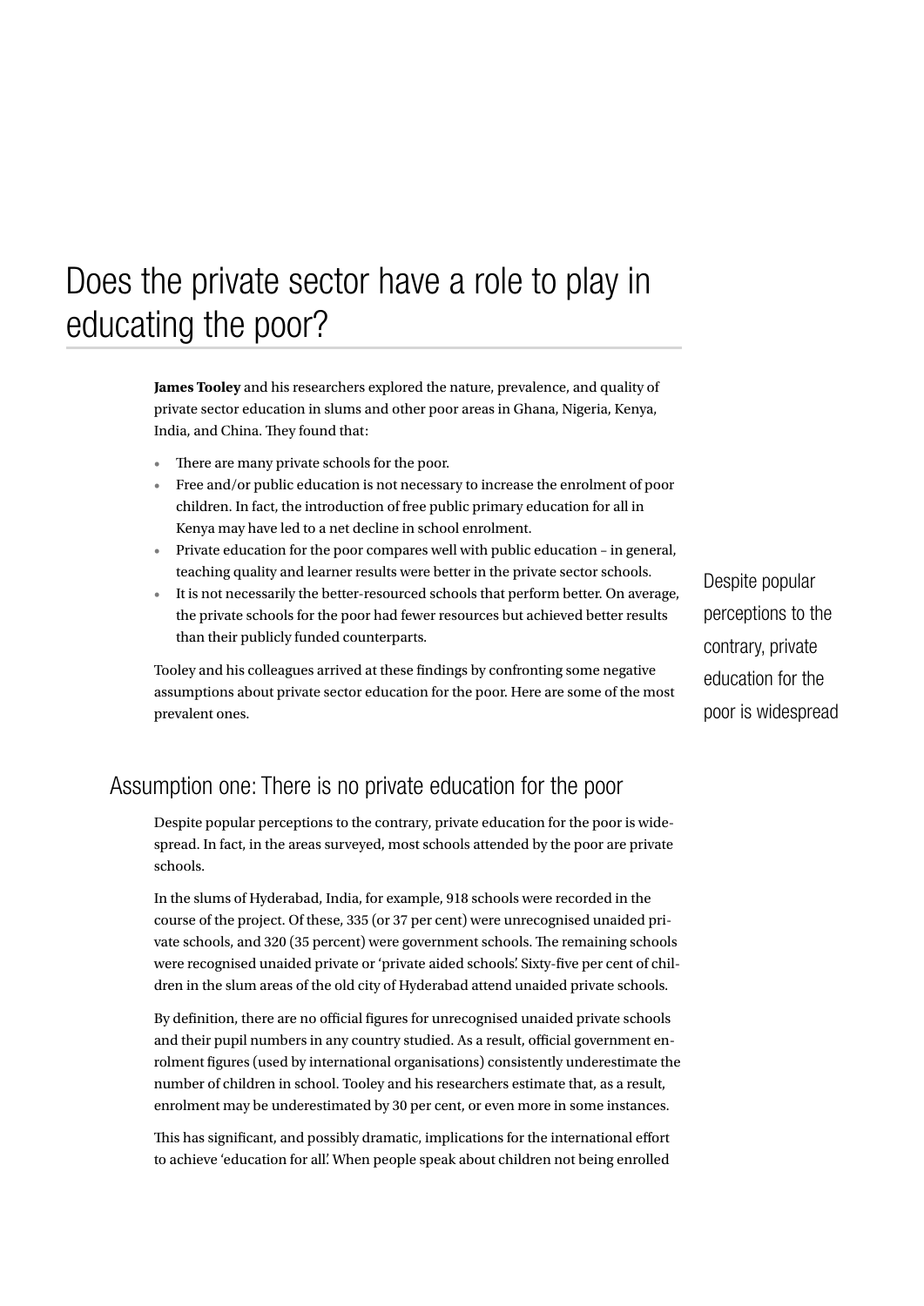# Does the private sector have a role to play in educating the poor?

**James Tooley** and his researchers explored the nature, prevalence, and quality of private sector education in slums and other poor areas in Ghana, Nigeria, Kenya, India, and China. They found that:

- There are many private schools for the poor.
- Free and/or public education is not necessary to increase the enrolment of poor children. In fact, the introduction of free public primary education for all in Kenya may have led to a net decline in school enrolment.
- Private education for the poor compares well with public education – in general, teaching quality and learner results were better in the private sector schools.
- It is not necessarily the better-resourced schools that perform better. On average, the private schools for the poor had fewer resources but achieved better results than their publicly funded counterparts.

Tooley and his colleagues arrived at these findings by confronting some negative assumptions about private sector education for the poor. Here are some of the most prevalent ones.

> Despite popular perceptions to the contrary, private education for the poor is widespread

## Assumption one: There is no private education for the poor

Despite popular perceptions to the contrary, private education for the poor is widespread. In fact, in the areas surveyed, most schools attended by the poor are private schools.

In the slums of Hyderabad, India, for example, 918 schools were recorded in the course of the project. Of these, 335 (or 37 per cent) were unrecognised unaided private schools, and 320 (35 percent) were government schools. The remaining schools were recognised unaided private or 'private aided schools'. Sixty-five per cent of children in the slum areas of the old city of Hyderabad attend unaided private schools.

By definition, there are no official figures for unrecognised unaided private schools and their pupil numbers in any country studied. As a result, official government enrolment figures (used by international organisations) consistently underestimate the number of children in school. Tooley and his researchers estimate that, as a result, enrolment may be underestimated by 30 per cent, or even more in some instances.

This has significant, and possibly dramatic, implications for the international effort to achieve 'education for all'. When people speak about children not being enrolled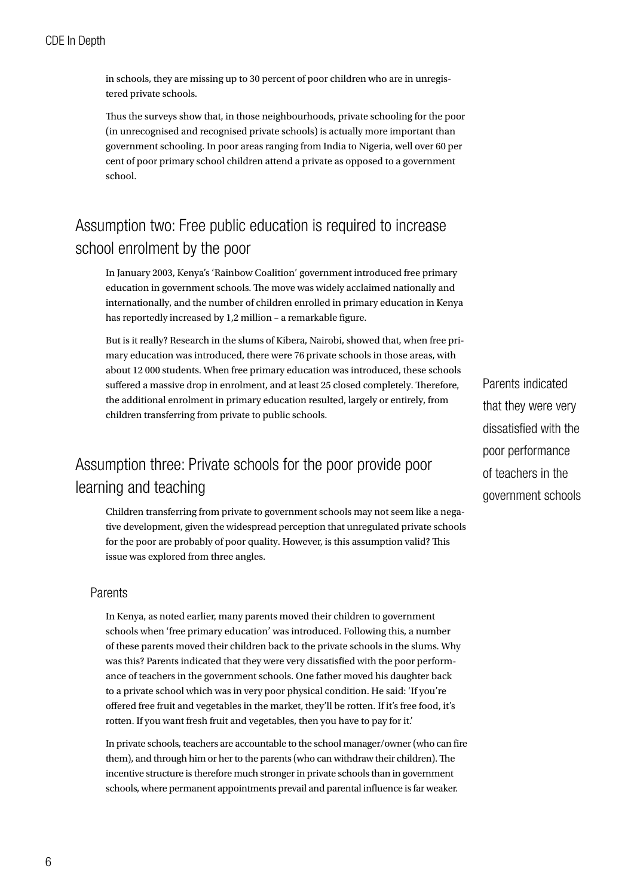in schools, they are missing up to 30 percent of poor children who are in unregistered private schools.

Thus the surveys show that, in those neighbourhoods, private schooling for the poor (in unrecognised and recognised private schools) is actually more important than government schooling. In poor areas ranging from India to Nigeria, well over 60 per cent of poor primary school children attend a private as opposed to a government school.

## Assumption two: Free public education is required to increase school enrolment by the poor

In January 2003, Kenya's 'Rainbow Coalition' government introduced free primary education in government schools. The move was widely acclaimed nationally and internationally, and the number of children enrolled in primary education in Kenya has reportedly increased by 1,2 million – a remarkable figure.

But is it really? Research in the slums of Kibera, Nairobi, showed that, when free primary education was introduced, there were 76 private schools in those areas, with about 12 000 students. When free primary education was introduced, these schools suffered a massive drop in enrolment, and at least 25 closed completely. Therefore, the additional enrolment in primary education resulted, largely or entirely, from children transferring from private to public schools.

> Parents indicated that they were very dissatisfied with the poor performance of teachers in the government schools

## Assumption three: Private schools for the poor provide poor learning and teaching

Children transferring from private to government schools may not seem like a negative development, given the widespread perception that unregulated private schools for the poor are probably of poor quality. However, is this assumption valid? This issue was explored from three angles.

### Parents

In Kenya, as noted earlier, many parents moved their children to government schools when 'free primary education' was introduced. Following this, a number of these parents moved their children back to the private schools in the slums. Why was this? Parents indicated that they were very dissatisfied with the poor performance of teachers in the government schools. One father moved his daughter back to a private school which was in very poor physical condition. He said: 'If you're offered free fruit and vegetables in the market, they'll be rotten. If it's free food, it's rotten. If you want fresh fruit and vegetables, then you have to pay for it.'

In private schools, teachers are accountable to the school manager/owner (who can fire them), and through him or her to the parents (who can withdraw their children). The incentive structure is therefore much stronger in private schools than in government schools, where permanent appointments prevail and parental influence is far weaker.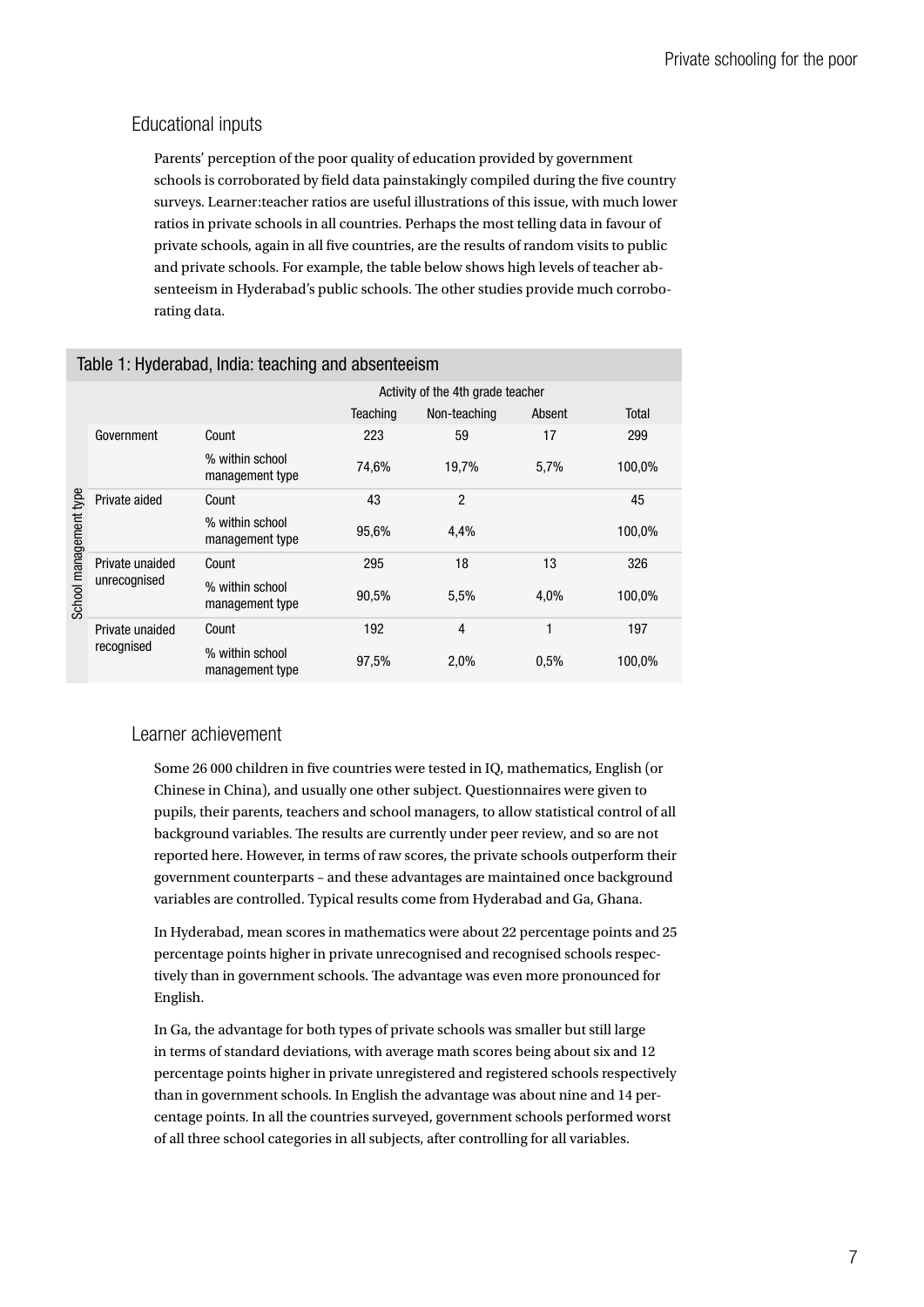## Educational inputs

Parents' perception of the poor quality of education provided by government schools is corroborated by field data painstakingly compiled during the five country surveys. Learner:teacher ratios are useful illustrations of this issue, with much lower ratios in private schools in all countries. Perhaps the most telling data in favour of private schools, again in all five countries, are the results of random visits to public and private schools. For example, the table below shows high levels of teacher absenteeism in Hyderabad's public schools. The other studies provide much corroborating data.

**Table 1: Hyderabad, India: teaching and absenteeism**

| School management type | | Activity of the 4th grade teacher | | | |
|---|---|---|---|---|---|
| | | Teaching | Non-teaching | Absent | Total |
| Government | Count | 223 | 59 | 17 | 299 |
| | % within school management type | 74,6% | 19,7% | 5,7% | 100,0% |
| Private aided | Count | 43 | 2 | | 45 |
| | % within school management type | 95,6% | 4,4% | | 100,0% |
| Private unaided unrecognised | Count | 295 | 18 | 13 | 326 |
| | % within school management type | 90,5% | 5,5% | 4,0% | 100,0% |
| Private unaided recognised | Count | 192 | 4 | 1 | 197 |
| | % within school management type | 97,5% | 2,0% | 0,5% | 100,0% |

## Learner achievement

Some 26 000 children in five countries were tested in IQ, mathematics, English (or Chinese in China), and usually one other subject. Questionnaires were given to pupils, their parents, teachers and school managers, to allow statistical control of all background variables. The results are currently under peer review, and so are not reported here. However, in terms of raw scores, the private schools outperform their government counterparts – and these advantages are maintained once background variables are controlled. Typical results come from Hyderabad and Ga, Ghana.

In Hyderabad, mean scores in mathematics were about 22 percentage points and 25 percentage points higher in private unrecognised and recognised schools respectively than in government schools. The advantage was even more pronounced for English.

In Ga, the advantage for both types of private schools was smaller but still large in terms of standard deviations, with average math scores being about six and 12 percentage points higher in private unregistered and registered schools respectively than in government schools. In English the advantage was about nine and 14 percentage points. In all the countries surveyed, government schools performed worst of all three school categories in all subjects, after controlling for all variables.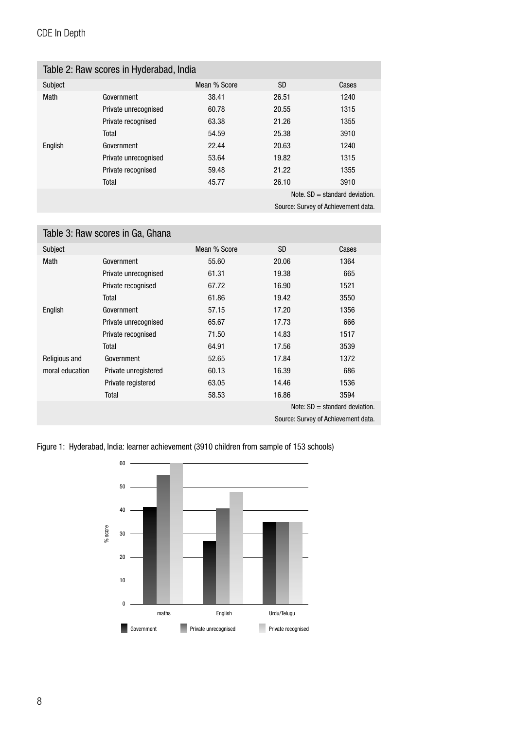Table 2: Raw scores in Hyderabad, India

| Subject | | Mean % Score | SD | Cases |
|---|---|---|---|---|
| Math | Government | 38.41 | 26.51 | 1240 |
| | Private unrecognised | 60.78 | 20.55 | 1315 |
| | Private recognised | 63.38 | 21.26 | 1355 |
| | Total | 54.59 | 25.38 | 3910 |
| English | Government | 22.44 | 20.63 | 1240 |
| | Private unrecognised | 53.64 | 19.82 | 1315 |
| | Private recognised | 59.48 | 21.22 | 1355 |
| | Total | 45.77 | 26.10 | 3910 |

Note. SD = standard deviation.

Source: Survey of Achievement data.

Table 3: Raw scores in Ga, Ghana

| Subject | | Mean % Score | SD | Cases |
|---|---|---|---|---|
| Math | Government | 55.60 | 20.06 | 1364 |
| | Private unrecognised | 61.31 | 19.38 | 665 |
| | Private recognised | 67.72 | 16.90 | 1521 |
| | Total | 61.86 | 19.42 | 3550 |
| English | Government | 57.15 | 17.20 | 1356 |
| | Private unrecognised | 65.67 | 17.73 | 666 |
| | Private recognised | 71.50 | 14.83 | 1517 |
| | Total | 64.91 | 17.56 | 3539 |
| Religious and moral education | Government | 52.65 | 17.84 | 1372 |
| | Private unregistered | 60.13 | 16.39 | 686 |
| | Private registered | 63.05 | 14.46 | 1536 |
| | Total | 58.53 | 16.86 | 3594 |

Note: SD = standard deviation.

Source: Survey of Achievement data.

Figure 1: Hyderabad, India: learner achievement (3910 children from sample of 153 schools)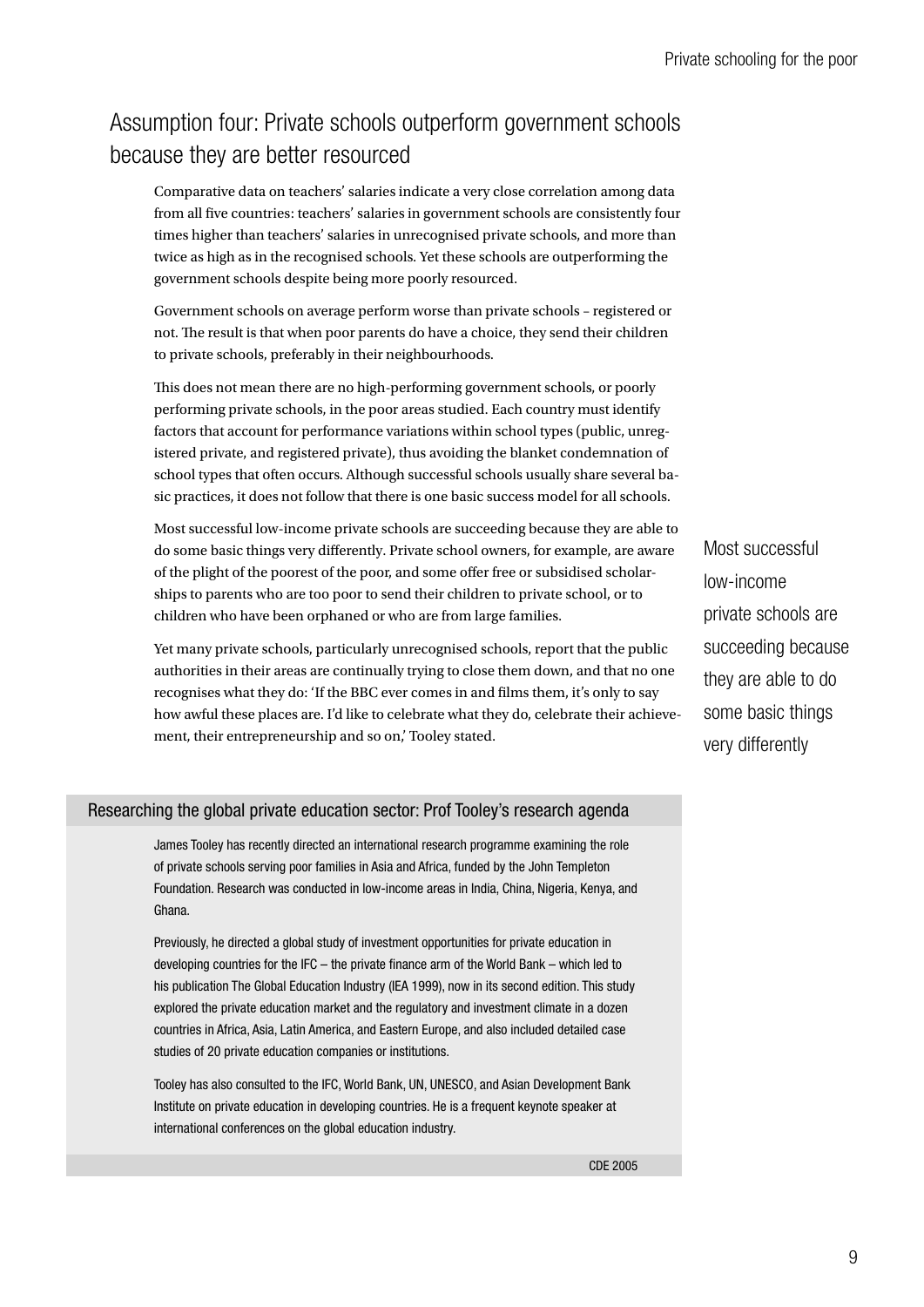## Assumption four: Private schools outperform government schools because they are better resourced

Comparative data on teachers' salaries indicate a very close correlation among data from all five countries: teachers' salaries in government schools are consistently four times higher than teachers' salaries in unrecognised private schools, and more than twice as high as in the recognised schools. Yet these schools are outperforming the government schools despite being more poorly resourced.

Government schools on average perform worse than private schools – registered or not. The result is that when poor parents do have a choice, they send their children to private schools, preferably in their neighbourhoods.

This does not mean there are no high-performing government schools, or poorly performing private schools, in the poor areas studied. Each country must identify factors that account for performance variations within school types (public, unregistered private, and registered private), thus avoiding the blanket condemnation of school types that often occurs. Although successful schools usually share several basic practices, it does not follow that there is one basic success model for all schools.

Most successful low-income private schools are succeeding because they are able to do some basic things very differently. Private school owners, for example, are aware of the plight of the poorest of the poor, and some offer free or subsidised scholarships to parents who are too poor to send their children to private school, or to children who have been orphaned or who are from large families.

> Most successful low-income private schools are succeeding because they are able to do some basic things very differently

Yet many private schools, particularly unrecognised schools, report that the public authorities in their areas are continually trying to close them down, and that no one recognises what they do: 'If the BBC ever comes in and films them, it's only to say how awful these places are. I'd like to celebrate what they do, celebrate their achievement, their entrepreneurship and so on,' Tooley stated.

### Researching the global private education sector: Prof Tooley's research agenda

James Tooley has recently directed an international research programme examining the role of private schools serving poor families in Asia and Africa, funded by the John Templeton Foundation. Research was conducted in low-income areas in India, China, Nigeria, Kenya, and Ghana.

Previously, he directed a global study of investment opportunities for private education in developing countries for the IFC – the private finance arm of the World Bank – which led to his publication The Global Education Industry (IEA 1999), now in its second edition. This study explored the private education market and the regulatory and investment climate in a dozen countries in Africa, Asia, Latin America, and Eastern Europe, and also included detailed case studies of 20 private education companies or institutions.

Tooley has also consulted to the IFC, World Bank, UN, UNESCO, and Asian Development Bank Institute on private education in developing countries. He is a frequent keynote speaker at international conferences on the global education industry.

CDE 2005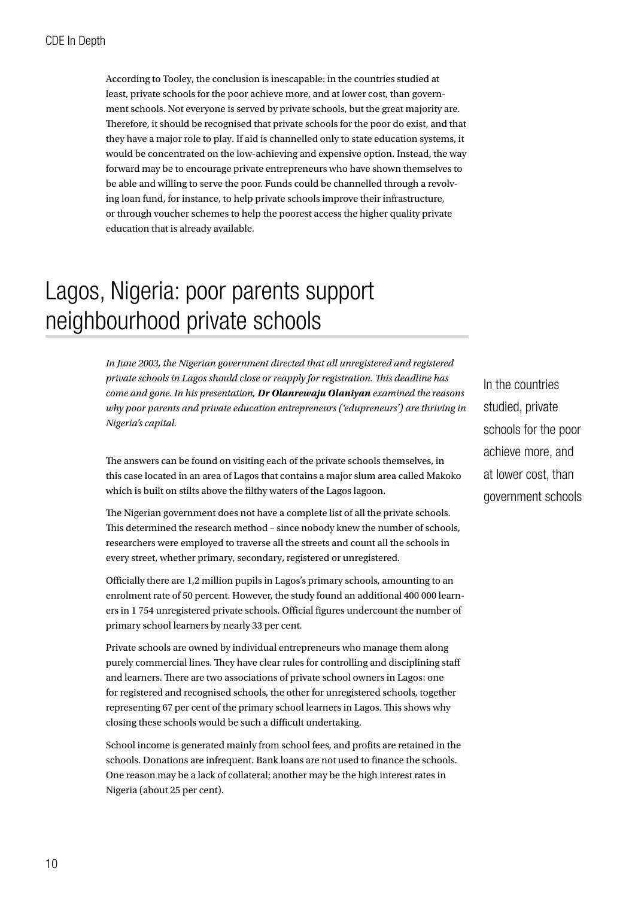According to Tooley, the conclusion is inescapable: in the countries studied at least, private schools for the poor achieve more, and at lower cost, than government schools. Not everyone is served by private schools, but the great majority are. Therefore, it should be recognised that private schools for the poor do exist, and that they have a major role to play. If aid is channelled only to state education systems, it would be concentrated on the low-achieving and expensive option. Instead, the way forward may be to encourage private entrepreneurs who have shown themselves to be able and willing to serve the poor. Funds could be channelled through a revolving loan fund, for instance, to help private schools improve their infrastructure, or through voucher schemes to help the poorest access the higher quality private education that is already available.

## Lagos, Nigeria: poor parents support neighbourhood private schools

*In June 2003, the Nigerian government directed that all unregistered and registered private schools in Lagos should close or reapply for registration. This deadline has come and gone. In his presentation,* ***Dr Olanrewaju Olaniyan*** *examined the reasons why poor parents and private education entrepreneurs ('edupreneurs') are thriving in Nigeria's capital.*

In the countries studied, private schools for the poor achieve more, and at lower cost, than government schools

The answers can be found on visiting each of the private schools themselves, in this case located in an area of Lagos that contains a major slum area called Makoko which is built on stilts above the filthy waters of the Lagos lagoon.

The Nigerian government does not have a complete list of all the private schools. This determined the research method – since nobody knew the number of schools, researchers were employed to traverse all the streets and count all the schools in every street, whether primary, secondary, registered or unregistered.

Officially there are 1,2 million pupils in Lagos's primary schools, amounting to an enrolment rate of 50 percent. However, the study found an additional 400 000 learners in 1 754 unregistered private schools. Official figures undercount the number of primary school learners by nearly 33 per cent.

Private schools are owned by individual entrepreneurs who manage them along purely commercial lines. They have clear rules for controlling and disciplining staff and learners. There are two associations of private school owners in Lagos: one for registered and recognised schools, the other for unregistered schools, together representing 67 per cent of the primary school learners in Lagos. This shows why closing these schools would be such a difficult undertaking.

School income is generated mainly from school fees, and profits are retained in the schools. Donations are infrequent. Bank loans are not used to finance the schools. One reason may be a lack of collateral; another may be the high interest rates in Nigeria (about 25 per cent).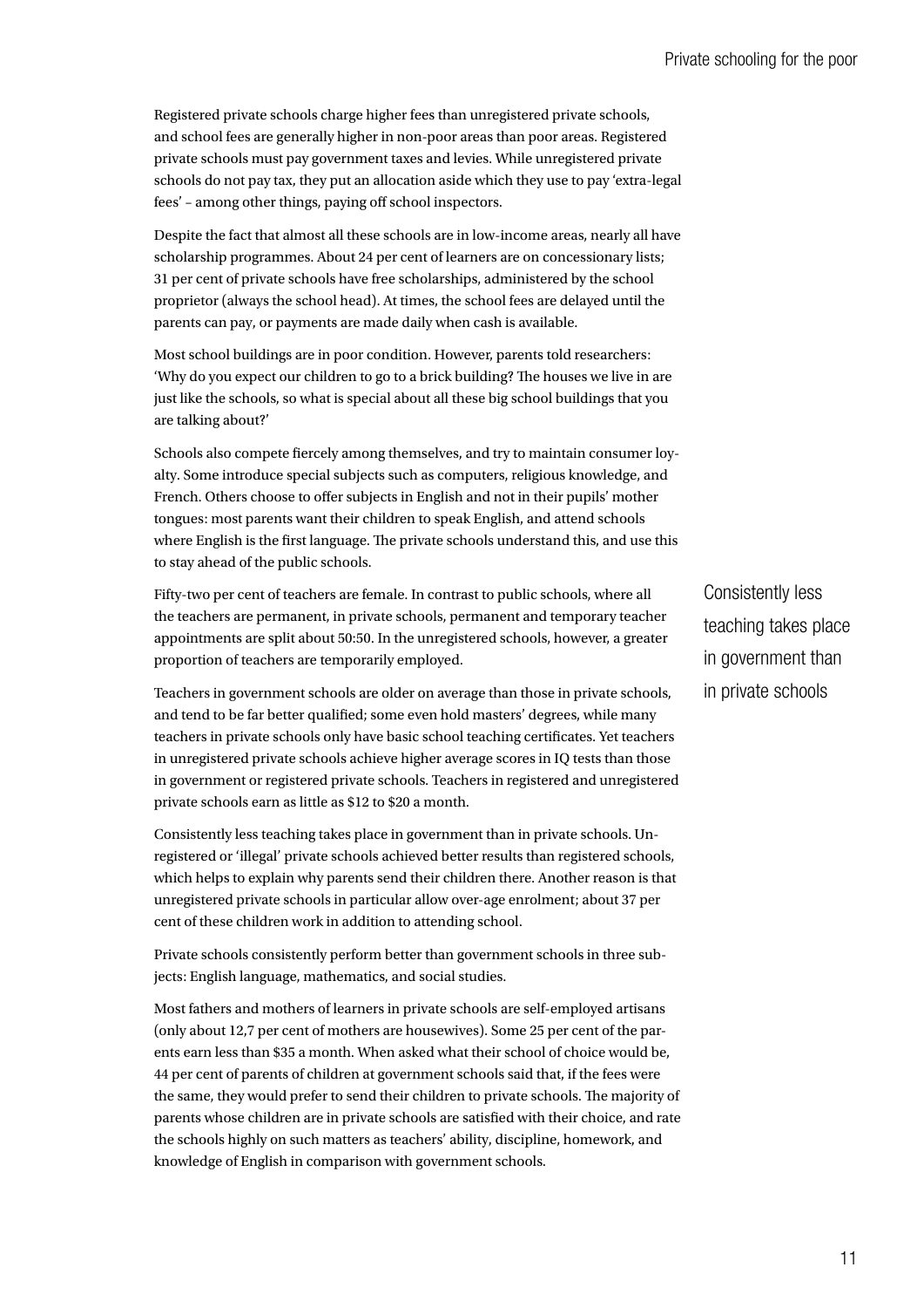Registered private schools charge higher fees than unregistered private schools, and school fees are generally higher in non-poor areas than poor areas. Registered private schools must pay government taxes and levies. While unregistered private schools do not pay tax, they put an allocation aside which they use to pay 'extra-legal fees' – among other things, paying off school inspectors.

Despite the fact that almost all these schools are in low-income areas, nearly all have scholarship programmes. About 24 per cent of learners are on concessionary lists; 31 per cent of private schools have free scholarships, administered by the school proprietor (always the school head). At times, the school fees are delayed until the parents can pay, or payments are made daily when cash is available.

Most school buildings are in poor condition. However, parents told researchers: 'Why do you expect our children to go to a brick building? The houses we live in are just like the schools, so what is special about all these big school buildings that you are talking about?'

Schools also compete fiercely among themselves, and try to maintain consumer loyalty. Some introduce special subjects such as computers, religious knowledge, and French. Others choose to offer subjects in English and not in their pupils' mother tongues: most parents want their children to speak English, and attend schools where English is the first language. The private schools understand this, and use this to stay ahead of the public schools.

Fifty-two per cent of teachers are female. In contrast to public schools, where all the teachers are permanent, in private schools, permanent and temporary teacher appointments are split about 50:50. In the unregistered schools, however, a greater proportion of teachers are temporarily employed.

> Consistently less teaching takes place in government than in private schools

Teachers in government schools are older on average than those in private schools, and tend to be far better qualified; some even hold masters' degrees, while many teachers in private schools only have basic school teaching certificates. Yet teachers in unregistered private schools achieve higher average scores in IQ tests than those in government or registered private schools. Teachers in registered and unregistered private schools earn as little as \$12 to \$20 a month.

Consistently less teaching takes place in government than in private schools. Unregistered or 'illegal' private schools achieved better results than registered schools, which helps to explain why parents send their children there. Another reason is that unregistered private schools in particular allow over-age enrolment; about 37 per cent of these children work in addition to attending school.

Private schools consistently perform better than government schools in three subjects: English language, mathematics, and social studies.

Most fathers and mothers of learners in private schools are self-employed artisans (only about 12,7 per cent of mothers are housewives). Some 25 per cent of the parents earn less than \$35 a month. When asked what their school of choice would be, 44 per cent of parents of children at government schools said that, if the fees were the same, they would prefer to send their children to private schools. The majority of parents whose children are in private schools are satisfied with their choice, and rate the schools highly on such matters as teachers' ability, discipline, homework, and knowledge of English in comparison with government schools.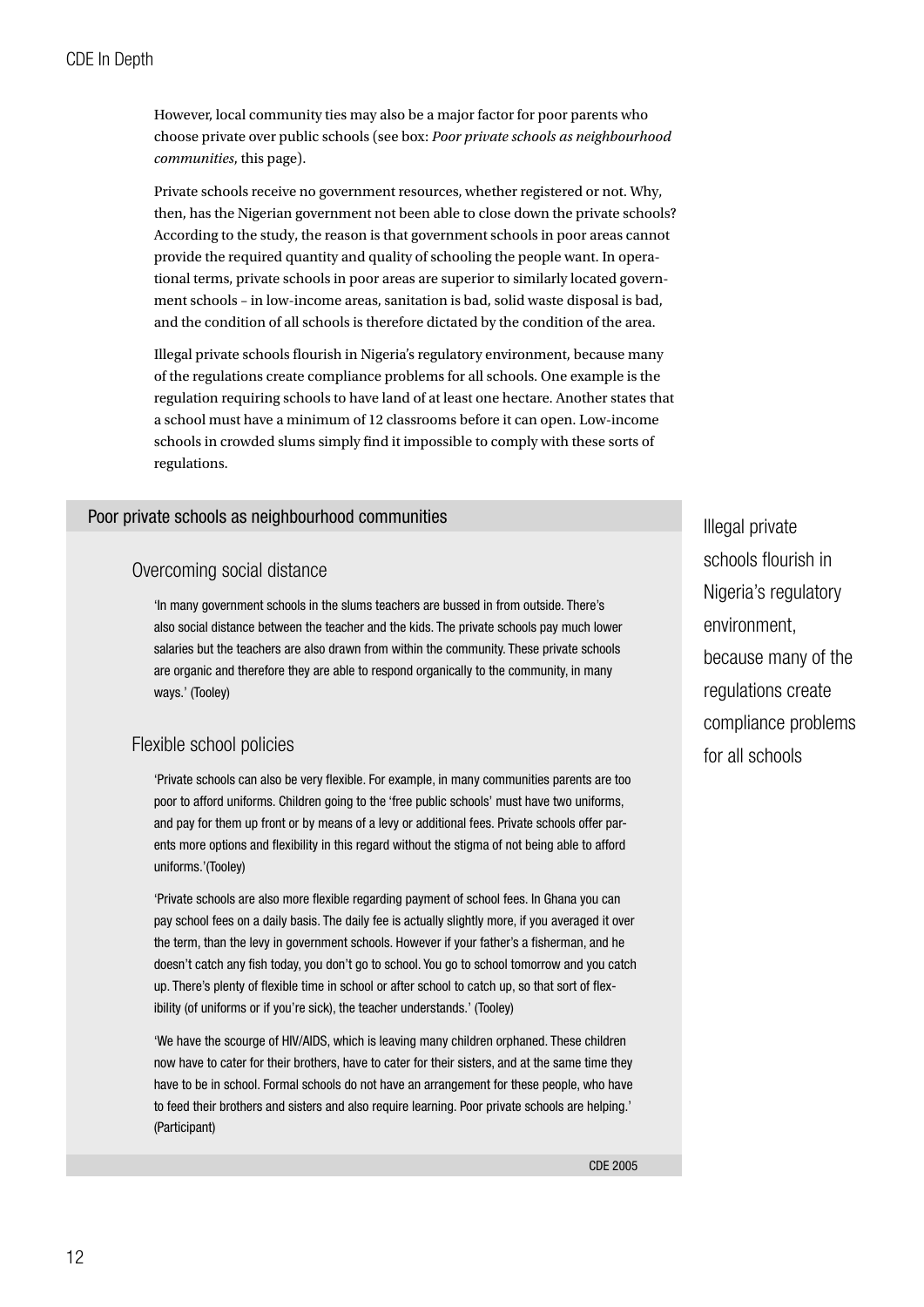However, local community ties may also be a major factor for poor parents who choose private over public schools (see box: *Poor private schools as neighbourhood communities*, this page).

Private schools receive no government resources, whether registered or not. Why, then, has the Nigerian government not been able to close down the private schools? According to the study, the reason is that government schools in poor areas cannot provide the required quantity and quality of schooling the people want. In operational terms, private schools in poor areas are superior to similarly located government schools – in low-income areas, sanitation is bad, solid waste disposal is bad, and the condition of all schools is therefore dictated by the condition of the area.

Illegal private schools flourish in Nigeria's regulatory environment, because many of the regulations create compliance problems for all schools. One example is the regulation requiring schools to have land of at least one hectare. Another states that a school must have a minimum of 12 classrooms before it can open. Low-income schools in crowded slums simply find it impossible to comply with these sorts of regulations.

## Poor private schools as neighbourhood communities

### Overcoming social distance

'In many government schools in the slums teachers are bussed in from outside. There's also social distance between the teacher and the kids. The private schools pay much lower salaries but the teachers are also drawn from within the community. These private schools are organic and therefore they are able to respond organically to the community, in many ways.' (Tooley)

### Flexible school policies

'Private schools can also be very flexible. For example, in many communities parents are too poor to afford uniforms. Children going to the 'free public schools' must have two uniforms, and pay for them up front or by means of a levy or additional fees. Private schools offer parents more options and flexibility in this regard without the stigma of not being able to afford uniforms.'(Tooley)

'Private schools are also more flexible regarding payment of school fees. In Ghana you can pay school fees on a daily basis. The daily fee is actually slightly more, if you averaged it over the term, than the levy in government schools. However if your father's a fisherman, and he doesn't catch any fish today, you don't go to school. You go to school tomorrow and you catch up. There's plenty of flexible time in school or after school to catch up, so that sort of flexibility (of uniforms or if you're sick), the teacher understands.' (Tooley)

'We have the scourge of HIV/AIDS, which is leaving many children orphaned. These children now have to cater for their brothers, have to cater for their sisters, and at the same time they have to be in school. Formal schools do not have an arrangement for these people, who have to feed their brothers and sisters and also require learning. Poor private schools are helping.' (Participant)

CDE 2005

Illegal private schools flourish in Nigeria's regulatory environment, because many of the regulations create compliance problems for all schools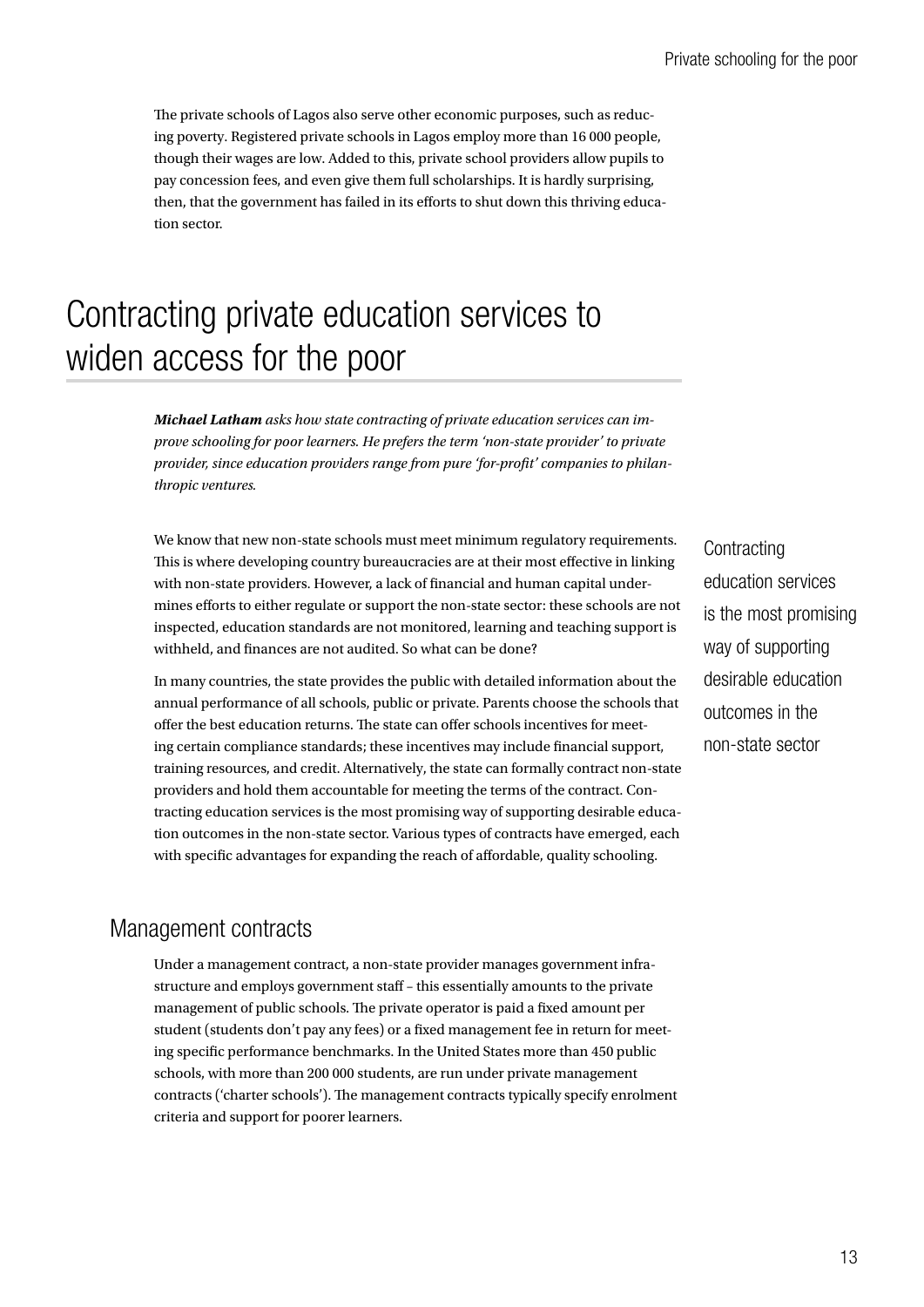The private schools of Lagos also serve other economic purposes, such as reducing poverty. Registered private schools in Lagos employ more than 16 000 people, though their wages are low. Added to this, private school providers allow pupils to pay concession fees, and even give them full scholarships. It is hardly surprising, then, that the government has failed in its efforts to shut down this thriving education sector.

# Contracting private education services to widen access for the poor

***Michael Latham** asks how state contracting of private education services can improve schooling for poor learners. He prefers the term 'non-state provider' to private provider, since education providers range from pure 'for-profit' companies to philanthropic ventures.*

We know that new non-state schools must meet minimum regulatory requirements. This is where developing country bureaucracies are at their most effective in linking with non-state providers. However, a lack of financial and human capital undermines efforts to either regulate or support the non-state sector: these schools are not inspected, education standards are not monitored, learning and teaching support is withheld, and finances are not audited. So what can be done?

In many countries, the state provides the public with detailed information about the annual performance of all schools, public or private. Parents choose the schools that offer the best education returns. The state can offer schools incentives for meeting certain compliance standards; these incentives may include financial support, training resources, and credit. Alternatively, the state can formally contract non-state providers and hold them accountable for meeting the terms of the contract. Contracting education services is the most promising way of supporting desirable education outcomes in the non-state sector. Various types of contracts have emerged, each with specific advantages for expanding the reach of affordable, quality schooling.

> Contracting education services is the most promising way of supporting desirable education outcomes in the non-state sector

## Management contracts

Under a management contract, a non-state provider manages government infrastructure and employs government staff – this essentially amounts to the private management of public schools. The private operator is paid a fixed amount per student (students don't pay any fees) or a fixed management fee in return for meeting specific performance benchmarks. In the United States more than 450 public schools, with more than 200 000 students, are run under private management contracts ('charter schools'). The management contracts typically specify enrolment criteria and support for poorer learners.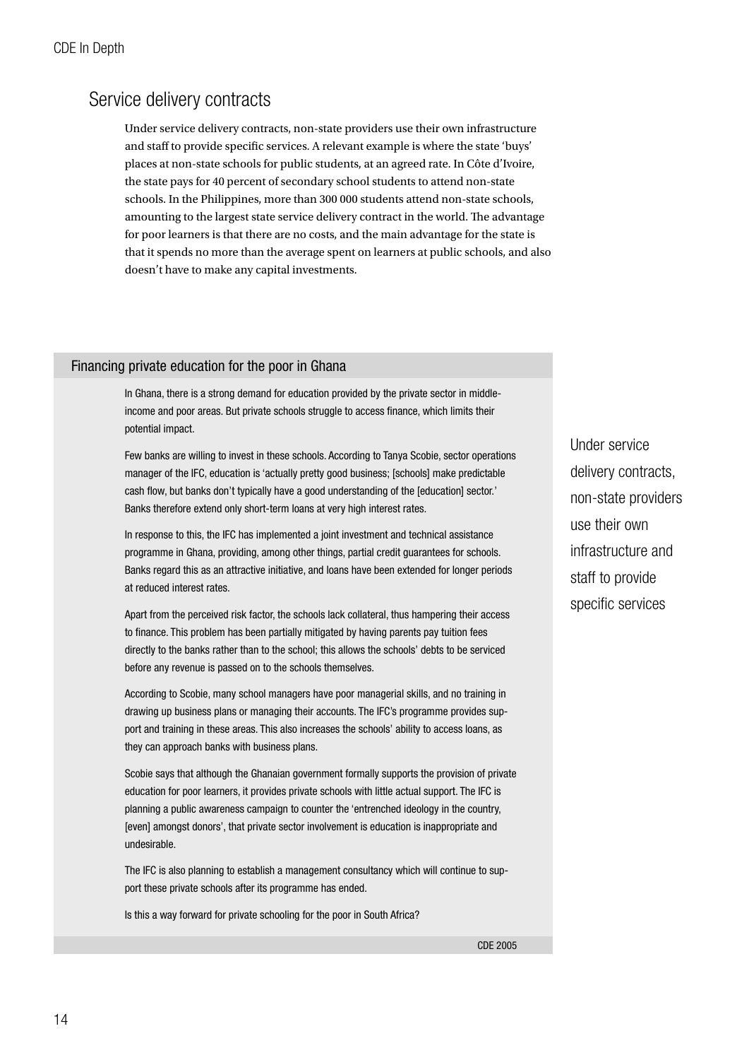## Service delivery contracts

Under service delivery contracts, non-state providers use their own infrastructure and staff to provide specific services. A relevant example is where the state 'buys' places at non-state schools for public students, at an agreed rate. In Côte d'Ivoire, the state pays for 40 percent of secondary school students to attend non-state schools. In the Philippines, more than 300 000 students attend non-state schools, amounting to the largest state service delivery contract in the world. The advantage for poor learners is that there are no costs, and the main advantage for the state is that it spends no more than the average spent on learners at public schools, and also doesn't have to make any capital investments.

### Financing private education for the poor in Ghana

In Ghana, there is a strong demand for education provided by the private sector in middle-income and poor areas. But private schools struggle to access finance, which limits their potential impact.

Few banks are willing to invest in these schools. According to Tanya Scobie, sector operations manager of the IFC, education is 'actually pretty good business; [schools] make predictable cash flow, but banks don't typically have a good understanding of the [education] sector.' Banks therefore extend only short-term loans at very high interest rates.

In response to this, the IFC has implemented a joint investment and technical assistance programme in Ghana, providing, among other things, partial credit guarantees for schools. Banks regard this as an attractive initiative, and loans have been extended for longer periods at reduced interest rates.

Apart from the perceived risk factor, the schools lack collateral, thus hampering their access to finance. This problem has been partially mitigated by having parents pay tuition fees directly to the banks rather than to the school; this allows the schools' debts to be serviced before any revenue is passed on to the schools themselves.

According to Scobie, many school managers have poor managerial skills, and no training in drawing up business plans or managing their accounts. The IFC's programme provides support and training in these areas. This also increases the schools' ability to access loans, as they can approach banks with business plans.

Scobie says that although the Ghanaian government formally supports the provision of private education for poor learners, it provides private schools with little actual support. The IFC is planning a public awareness campaign to counter the 'entrenched ideology in the country, [even] amongst donors', that private sector involvement is education is inappropriate and undesirable.

The IFC is also planning to establish a management consultancy which will continue to support these private schools after its programme has ended.

Is this a way forward for private schooling for the poor in South Africa?

CDE 2005

Under service delivery contracts, non-state providers use their own infrastructure and staff to provide specific services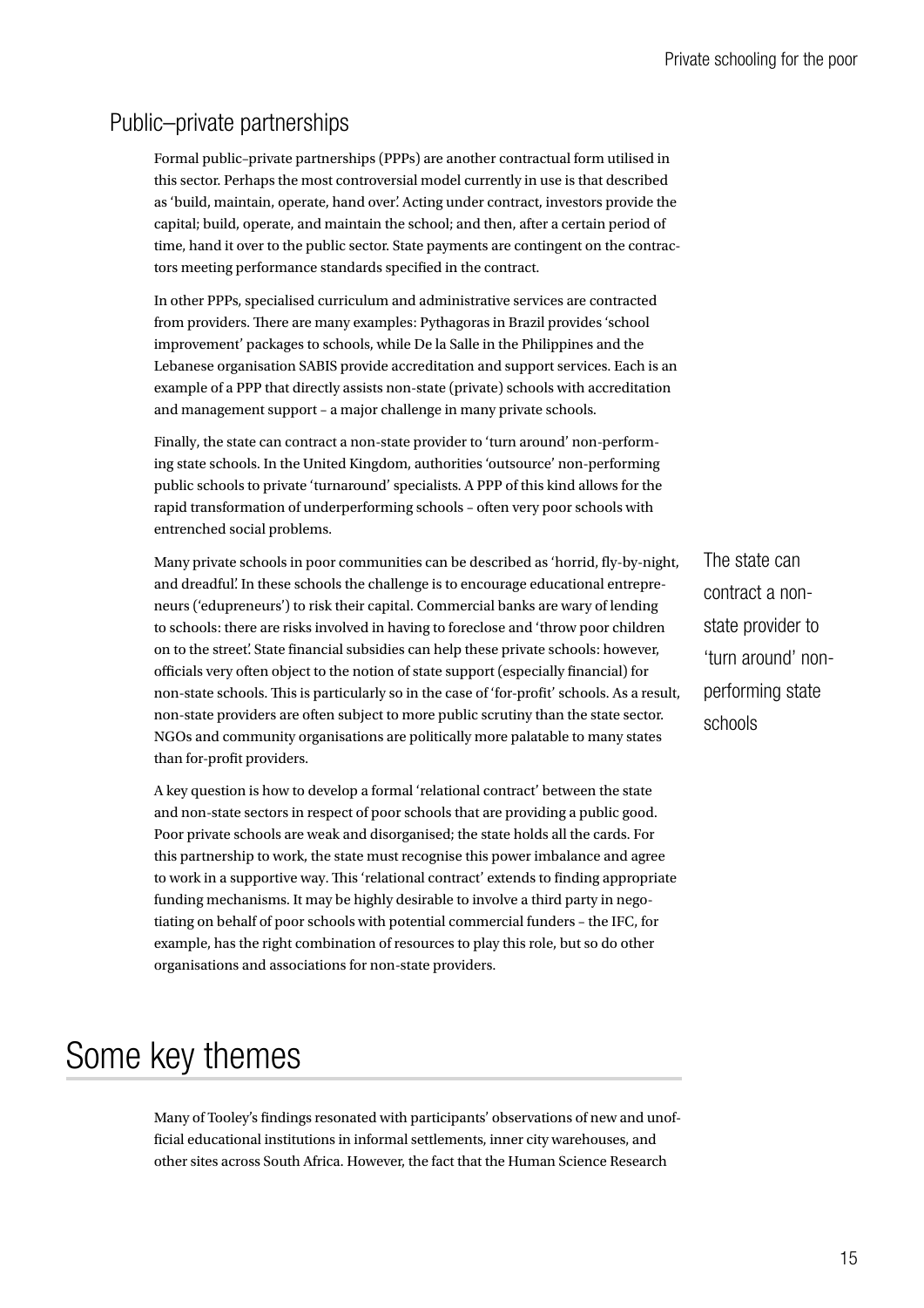## Public–private partnerships

Formal public–private partnerships (PPPs) are another contractual form utilised in this sector. Perhaps the most controversial model currently in use is that described as 'build, maintain, operate, hand over'. Acting under contract, investors provide the capital; build, operate, and maintain the school; and then, after a certain period of time, hand it over to the public sector. State payments are contingent on the contractors meeting performance standards specified in the contract.

In other PPPs, specialised curriculum and administrative services are contracted from providers. There are many examples: Pythagoras in Brazil provides 'school improvement' packages to schools, while De la Salle in the Philippines and the Lebanese organisation SABIS provide accreditation and support services. Each is an example of a PPP that directly assists non-state (private) schools with accreditation and management support – a major challenge in many private schools.

Finally, the state can contract a non-state provider to 'turn around' non-performing state schools. In the United Kingdom, authorities 'outsource' non-performing public schools to private 'turnaround' specialists. A PPP of this kind allows for the rapid transformation of underperforming schools – often very poor schools with entrenched social problems.

Many private schools in poor communities can be described as 'horrid, fly-by-night, and dreadful'. In these schools the challenge is to encourage educational entrepreneurs ('edupreneurs') to risk their capital. Commercial banks are wary of lending to schools: there are risks involved in having to foreclose and 'throw poor children on to the street'. State financial subsidies can help these private schools: however, officials very often object to the notion of state support (especially financial) for non-state schools. This is particularly so in the case of 'for-profit' schools. As a result, non-state providers are often subject to more public scrutiny than the state sector. NGOs and community organisations are politically more palatable to many states than for-profit providers.

> The state can contract a non-state provider to 'turn around' non-performing state schools

A key question is how to develop a formal 'relational contract' between the state and non-state sectors in respect of poor schools that are providing a public good. Poor private schools are weak and disorganised; the state holds all the cards. For this partnership to work, the state must recognise this power imbalance and agree to work in a supportive way. This 'relational contract' extends to finding appropriate funding mechanisms. It may be highly desirable to involve a third party in negotiating on behalf of poor schools with potential commercial funders – the IFC, for example, has the right combination of resources to play this role, but so do other organisations and associations for non-state providers.

# Some key themes

Many of Tooley's findings resonated with participants' observations of new and unofficial educational institutions in informal settlements, inner city warehouses, and other sites across South Africa. However, the fact that the Human Science Research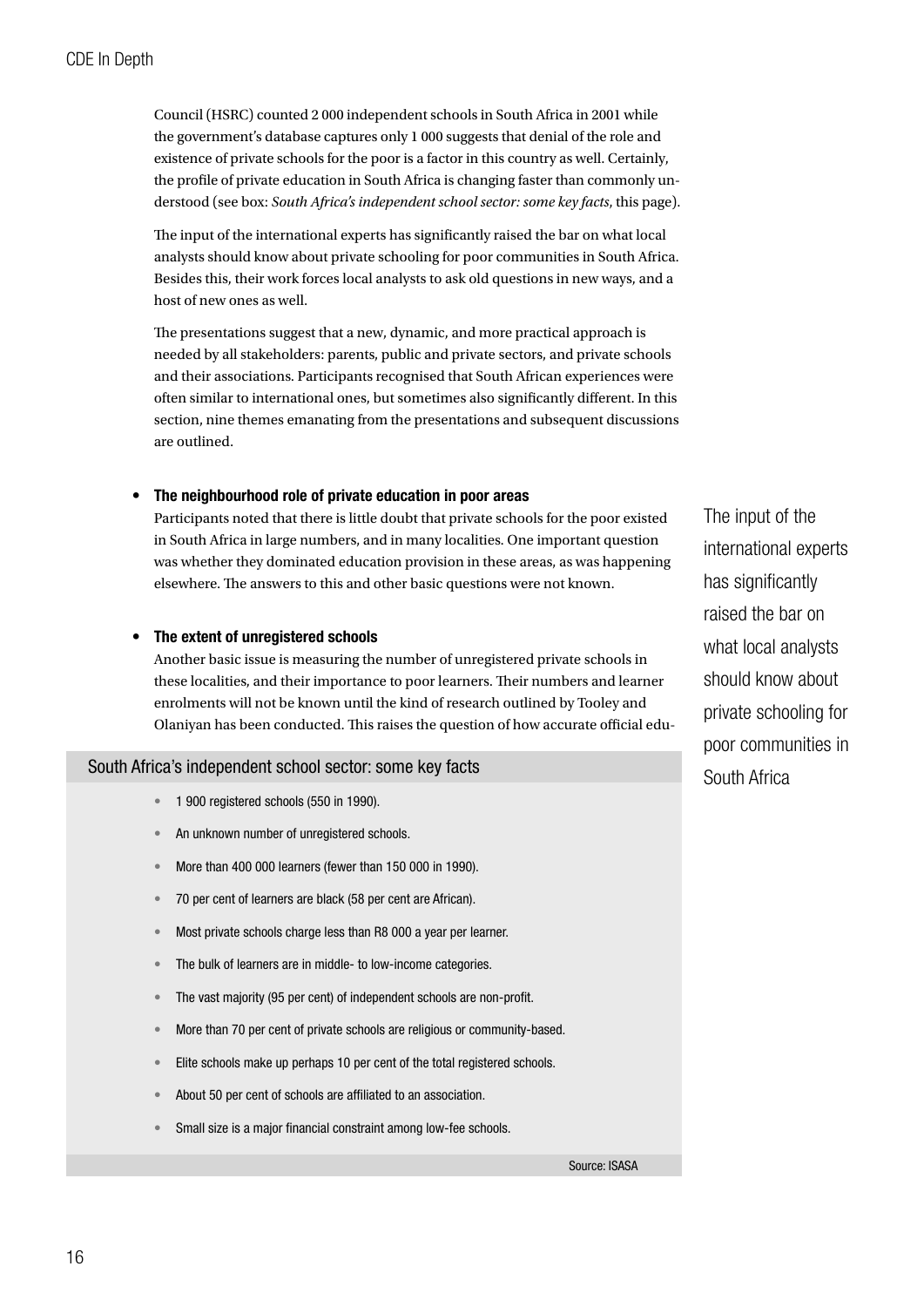Council (HSRC) counted 2 000 independent schools in South Africa in 2001 while the government's database captures only 1 000 suggests that denial of the role and existence of private schools for the poor is a factor in this country as well. Certainly, the profile of private education in South Africa is changing faster than commonly understood (see box: *South Africa's independent school sector: some key facts*, this page).

The input of the international experts has significantly raised the bar on what local analysts should know about private schooling for poor communities in South Africa. Besides this, their work forces local analysts to ask old questions in new ways, and a host of new ones as well.

The presentations suggest that a new, dynamic, and more practical approach is needed by all stakeholders: parents, public and private sectors, and private schools and their associations. Participants recognised that South African experiences were often similar to international ones, but sometimes also significantly different. In this section, nine themes emanating from the presentations and subsequent discussions are outlined.

- **The neighbourhood role of private education in poor areas**
  Participants noted that there is little doubt that private schools for the poor existed in South Africa in large numbers, and in many localities. One important question was whether they dominated education provision in these areas, as was happening elsewhere. The answers to this and other basic questions were not known.

- **The extent of unregistered schools**
  Another basic issue is measuring the number of unregistered private schools in these localities, and their importance to poor learners. Their numbers and learner enrolments will not be known until the kind of research outlined by Tooley and Olaniyan has been conducted. This raises the question of how accurate official edu-

The input of the international experts has significantly raised the bar on what local analysts should know about private schooling for poor communities in South Africa

### South Africa's independent school sector: some key facts

- 1 900 registered schools (550 in 1990).
- An unknown number of unregistered schools.
- More than 400 000 learners (fewer than 150 000 in 1990).
- 70 per cent of learners are black (58 per cent are African).
- Most private schools charge less than R8 000 a year per learner.
- The bulk of learners are in middle- to low-income categories.
- The vast majority (95 per cent) of independent schools are non-profit.
- More than 70 per cent of private schools are religious or community-based.
- Elite schools make up perhaps 10 per cent of the total registered schools.
- About 50 per cent of schools are affiliated to an association.
- Small size is a major financial constraint among low-fee schools.

Source: ISASA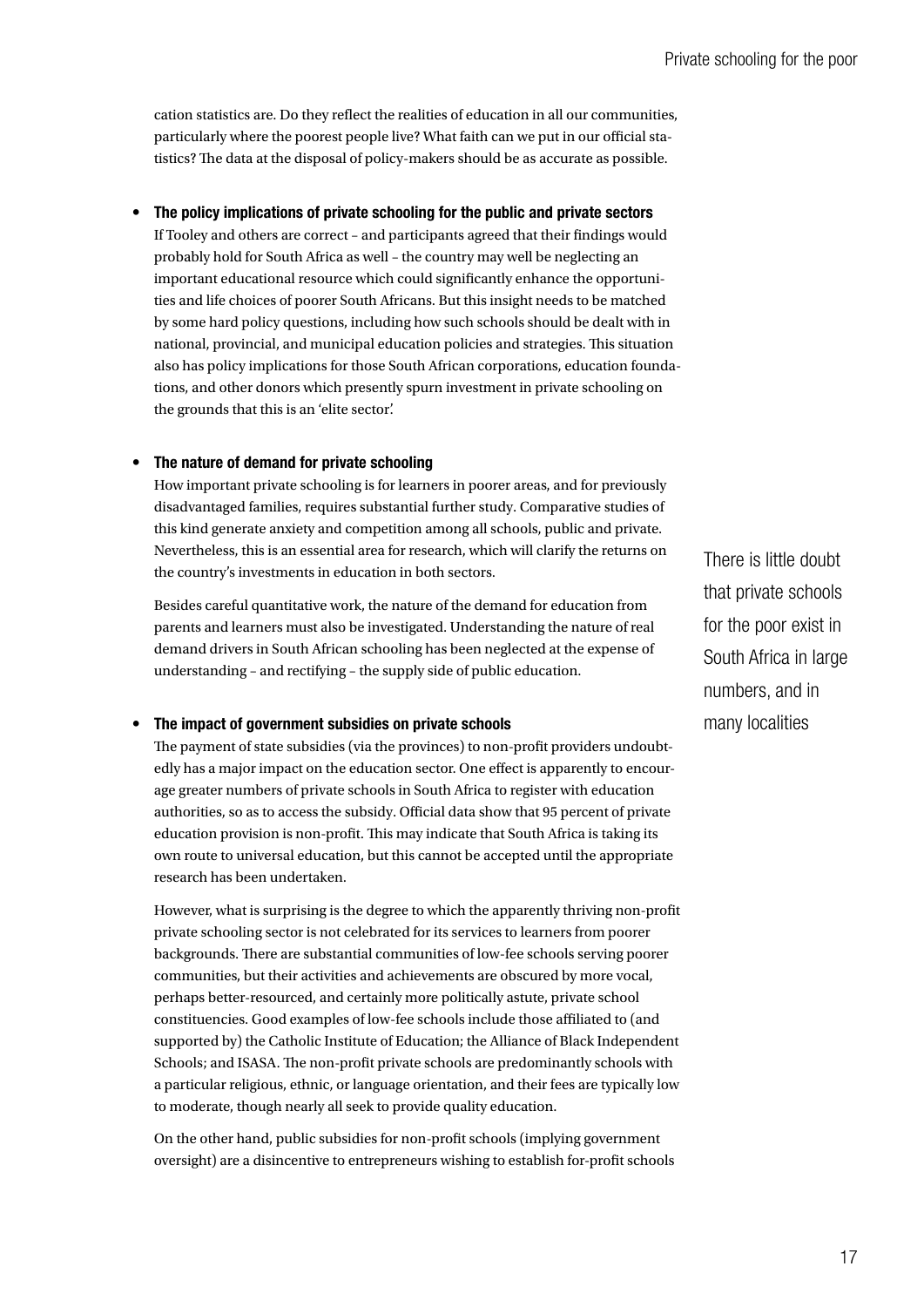cation statistics are. Do they reflect the realities of education in all our communities, particularly where the poorest people live? What faith can we put in our official statistics? The data at the disposal of policy-makers should be as accurate as possible.

- **The policy implications of private schooling for the public and private sectors**

  If Tooley and others are correct – and participants agreed that their findings would probably hold for South Africa as well – the country may well be neglecting an important educational resource which could significantly enhance the opportunities and life choices of poorer South Africans. But this insight needs to be matched by some hard policy questions, including how such schools should be dealt with in national, provincial, and municipal education policies and strategies. This situation also has policy implications for those South African corporations, education foundations, and other donors which presently spurn investment in private schooling on the grounds that this is an 'elite sector'.

- **The nature of demand for private schooling**

  How important private schooling is for learners in poorer areas, and for previously disadvantaged families, requires substantial further study. Comparative studies of this kind generate anxiety and competition among all schools, public and private. Nevertheless, this is an essential area for research, which will clarify the returns on the country's investments in education in both sectors.

  Besides careful quantitative work, the nature of the demand for education from parents and learners must also be investigated. Understanding the nature of real demand drivers in South African schooling has been neglected at the expense of understanding – and rectifying – the supply side of public education.

- **The impact of government subsidies on private schools**

  The payment of state subsidies (via the provinces) to non-profit providers undoubtedly has a major impact on the education sector. One effect is apparently to encourage greater numbers of private schools in South Africa to register with education authorities, so as to access the subsidy. Official data show that 95 percent of private education provision is non-profit. This may indicate that South Africa is taking its own route to universal education, but this cannot be accepted until the appropriate research has been undertaken.

  However, what is surprising is the degree to which the apparently thriving non-profit private schooling sector is not celebrated for its services to learners from poorer backgrounds. There are substantial communities of low-fee schools serving poorer communities, but their activities and achievements are obscured by more vocal, perhaps better-resourced, and certainly more politically astute, private school constituencies. Good examples of low-fee schools include those affiliated to (and supported by) the Catholic Institute of Education; the Alliance of Black Independent Schools; and ISASA. The non-profit private schools are predominantly schools with a particular religious, ethnic, or language orientation, and their fees are typically low to moderate, though nearly all seek to provide quality education.

  On the other hand, public subsidies for non-profit schools (implying government oversight) are a disincentive to entrepreneurs wishing to establish for-profit schools

> There is little doubt that private schools for the poor exist in South Africa in large numbers, and in many localities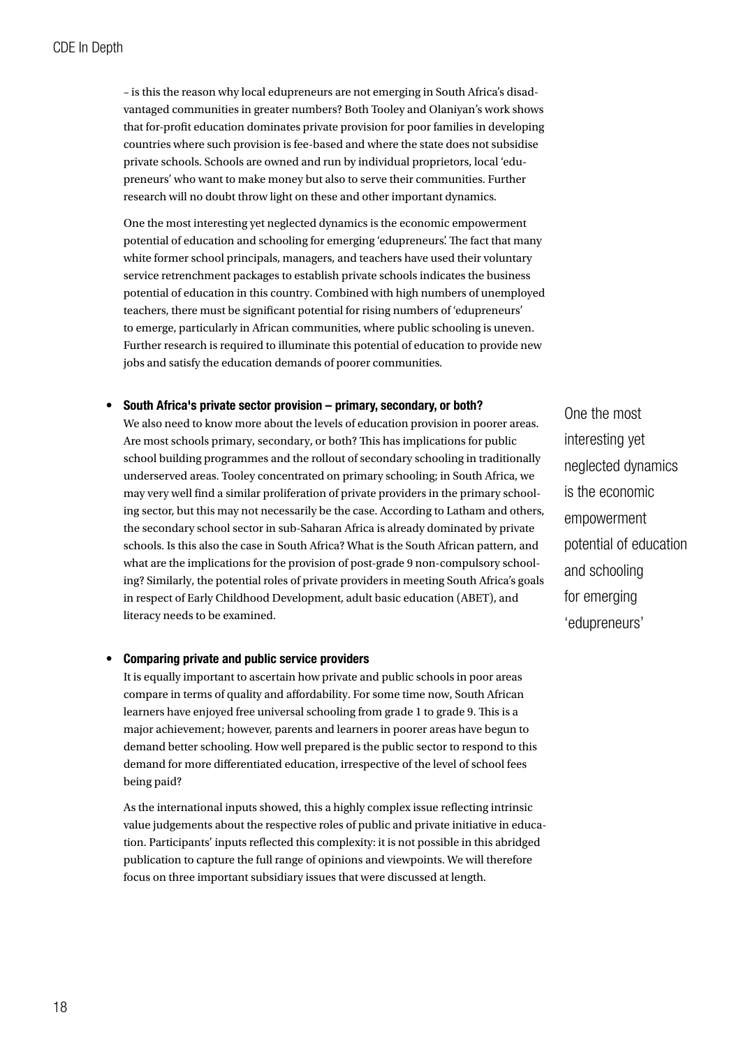– is this the reason why local edupreneurs are not emerging in South Africa's disadvantaged communities in greater numbers? Both Tooley and Olaniyan's work shows that for-profit education dominates private provision for poor families in developing countries where such provision is fee-based and where the state does not subsidise private schools. Schools are owned and run by individual proprietors, local 'edupreneurs' who want to make money but also to serve their communities. Further research will no doubt throw light on these and other important dynamics.

One the most interesting yet neglected dynamics is the economic empowerment potential of education and schooling for emerging 'edupreneurs'. The fact that many white former school principals, managers, and teachers have used their voluntary service retrenchment packages to establish private schools indicates the business potential of education in this country. Combined with high numbers of unemployed teachers, there must be significant potential for rising numbers of 'edupreneurs' to emerge, particularly in African communities, where public schooling is uneven. Further research is required to illuminate this potential of education to provide new jobs and satisfy the education demands of poorer communities.

> One the most interesting yet neglected dynamics is the economic empowerment potential of education and schooling for emerging 'edupreneurs'

- **South Africa's private sector provision – primary, secondary, or both?**
  We also need to know more about the levels of education provision in poorer areas. Are most schools primary, secondary, or both? This has implications for public school building programmes and the rollout of secondary schooling in traditionally underserved areas. Tooley concentrated on primary schooling; in South Africa, we may very well find a similar proliferation of private providers in the primary schooling sector, but this may not necessarily be the case. According to Latham and others, the secondary school sector in sub-Saharan Africa is already dominated by private schools. Is this also the case in South Africa? What is the South African pattern, and what are the implications for the provision of post-grade 9 non-compulsory schooling? Similarly, the potential roles of private providers in meeting South Africa's goals in respect of Early Childhood Development, adult basic education (ABET), and literacy needs to be examined.

- **Comparing private and public service providers**
  It is equally important to ascertain how private and public schools in poor areas compare in terms of quality and affordability. For some time now, South African learners have enjoyed free universal schooling from grade 1 to grade 9. This is a major achievement; however, parents and learners in poorer areas have begun to demand better schooling. How well prepared is the public sector to respond to this demand for more differentiated education, irrespective of the level of school fees being paid?

  As the international inputs showed, this a highly complex issue reflecting intrinsic value judgements about the respective roles of public and private initiative in education. Participants' inputs reflected this complexity: it is not possible in this abridged publication to capture the full range of opinions and viewpoints. We will therefore focus on three important subsidiary issues that were discussed at length.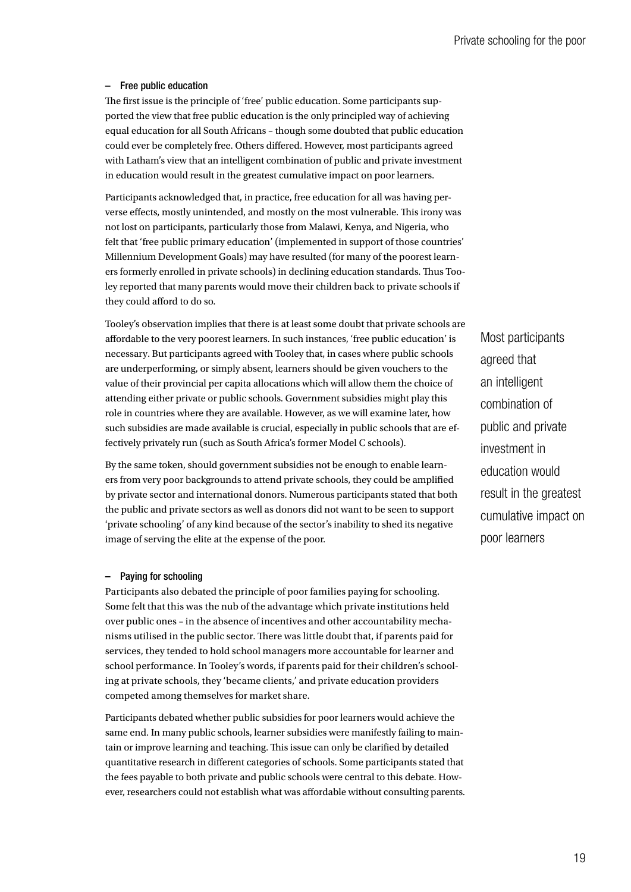### – Free public education

The first issue is the principle of 'free' public education. Some participants supported the view that free public education is the only principled way of achieving equal education for all South Africans – though some doubted that public education could ever be completely free. Others differed. However, most participants agreed with Latham's view that an intelligent combination of public and private investment in education would result in the greatest cumulative impact on poor learners.

Participants acknowledged that, in practice, free education for all was having perverse effects, mostly unintended, and mostly on the most vulnerable. This irony was not lost on participants, particularly those from Malawi, Kenya, and Nigeria, who felt that 'free public primary education' (implemented in support of those countries' Millennium Development Goals) may have resulted (for many of the poorest learners formerly enrolled in private schools) in declining education standards. Thus Tooley reported that many parents would move their children back to private schools if they could afford to do so.

Tooley's observation implies that there is at least some doubt that private schools are affordable to the very poorest learners. In such instances, 'free public education' is necessary. But participants agreed with Tooley that, in cases where public schools are underperforming, or simply absent, learners should be given vouchers to the value of their provincial per capita allocations which will allow them the choice of attending either private or public schools. Government subsidies might play this role in countries where they are available. However, as we will examine later, how such subsidies are made available is crucial, especially in public schools that are effectively privately run (such as South Africa's former Model C schools).

By the same token, should government subsidies not be enough to enable learners from very poor backgrounds to attend private schools, they could be amplified by private sector and international donors. Numerous participants stated that both the public and private sectors as well as donors did not want to be seen to support 'private schooling' of any kind because of the sector's inability to shed its negative image of serving the elite at the expense of the poor.

> Most participants agreed that an intelligent combination of public and private investment in education would result in the greatest cumulative impact on poor learners

### – Paying for schooling

Participants also debated the principle of poor families paying for schooling. Some felt that this was the nub of the advantage which private institutions held over public ones – in the absence of incentives and other accountability mechanisms utilised in the public sector. There was little doubt that, if parents paid for services, they tended to hold school managers more accountable for learner and school performance. In Tooley's words, if parents paid for their children's schooling at private schools, they 'became clients,' and private education providers competed among themselves for market share.

Participants debated whether public subsidies for poor learners would achieve the same end. In many public schools, learner subsidies were manifestly failing to maintain or improve learning and teaching. This issue can only be clarified by detailed quantitative research in different categories of schools. Some participants stated that the fees payable to both private and public schools were central to this debate. However, researchers could not establish what was affordable without consulting parents.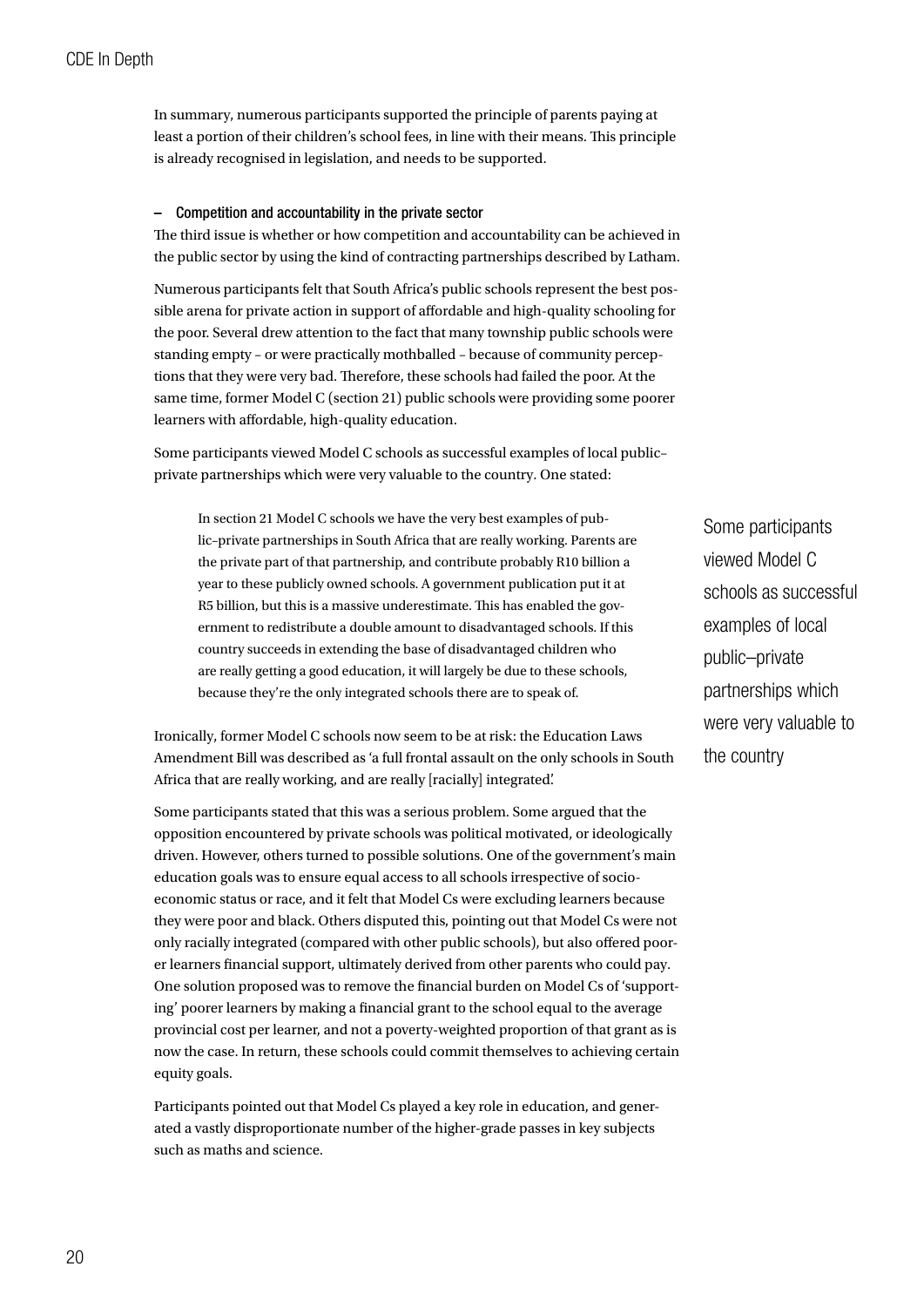In summary, numerous participants supported the principle of parents paying at least a portion of their children's school fees, in line with their means. This principle is already recognised in legislation, and needs to be supported.

#### – Competition and accountability in the private sector

The third issue is whether or how competition and accountability can be achieved in the public sector by using the kind of contracting partnerships described by Latham.

Numerous participants felt that South Africa's public schools represent the best possible arena for private action in support of affordable and high-quality schooling for the poor. Several drew attention to the fact that many township public schools were standing empty – or were practically mothballed – because of community perceptions that they were very bad. Therefore, these schools had failed the poor. At the same time, former Model C (section 21) public schools were providing some poorer learners with affordable, high-quality education.

Some participants viewed Model C schools as successful examples of local public–private partnerships which were very valuable to the country. One stated:

> In section 21 Model C schools we have the very best examples of public–private partnerships in South Africa that are really working. Parents are the private part of that partnership, and contribute probably R10 billion a year to these publicly owned schools. A government publication put it at R5 billion, but this is a massive underestimate. This has enabled the government to redistribute a double amount to disadvantaged schools. If this country succeeds in extending the base of disadvantaged children who are really getting a good education, it will largely be due to these schools, because they're the only integrated schools there are to speak of.

Some participants viewed Model C schools as successful examples of local public–private partnerships which were very valuable to the country

Ironically, former Model C schools now seem to be at risk: the Education Laws Amendment Bill was described as 'a full frontal assault on the only schools in South Africa that are really working, and are really [racially] integrated.'

Some participants stated that this was a serious problem. Some argued that the opposition encountered by private schools was political motivated, or ideologically driven. However, others turned to possible solutions. One of the government's main education goals was to ensure equal access to all schools irrespective of socio-economic status or race, and it felt that Model Cs were excluding learners because they were poor and black. Others disputed this, pointing out that Model Cs were not only racially integrated (compared with other public schools), but also offered poorer learners financial support, ultimately derived from other parents who could pay. One solution proposed was to remove the financial burden on Model Cs of 'supporting' poorer learners by making a financial grant to the school equal to the average provincial cost per learner, and not a poverty-weighted proportion of that grant as is now the case. In return, these schools could commit themselves to achieving certain equity goals.

Participants pointed out that Model Cs played a key role in education, and generated a vastly disproportionate number of the higher-grade passes in key subjects such as maths and science.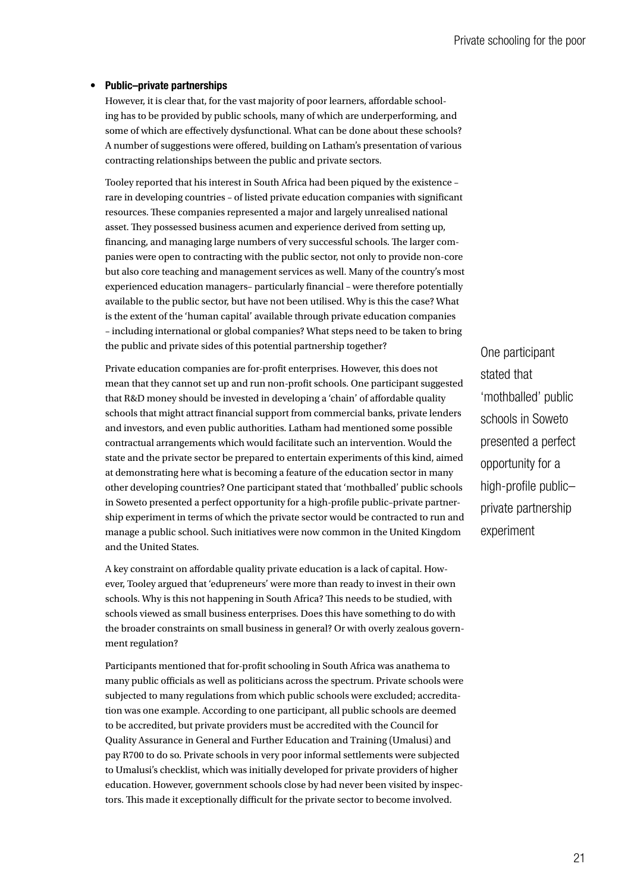- **Public–private partnerships**

  However, it is clear that, for the vast majority of poor learners, affordable schooling has to be provided by public schools, many of which are underperforming, and some of which are effectively dysfunctional. What can be done about these schools? A number of suggestions were offered, building on Latham's presentation of various contracting relationships between the public and private sectors.

  Tooley reported that his interest in South Africa had been piqued by the existence – rare in developing countries – of listed private education companies with significant resources. These companies represented a major and largely unrealised national asset. They possessed business acumen and experience derived from setting up, financing, and managing large numbers of very successful schools. The larger companies were open to contracting with the public sector, not only to provide non-core but also core teaching and management services as well. Many of the country's most experienced education managers– particularly financial – were therefore potentially available to the public sector, but have not been utilised. Why is this the case? What is the extent of the 'human capital' available through private education companies – including international or global companies? What steps need to be taken to bring the public and private sides of this potential partnership together?

  Private education companies are for-profit enterprises. However, this does not mean that they cannot set up and run non-profit schools. One participant suggested that R&D money should be invested in developing a 'chain' of affordable quality schools that might attract financial support from commercial banks, private lenders and investors, and even public authorities. Latham had mentioned some possible contractual arrangements which would facilitate such an intervention. Would the state and the private sector be prepared to entertain experiments of this kind, aimed at demonstrating here what is becoming a feature of the education sector in many other developing countries? One participant stated that 'mothballed' public schools in Soweto presented a perfect opportunity for a high-profile public–private partnership experiment in terms of which the private sector would be contracted to run and manage a public school. Such initiatives were now common in the United Kingdom and the United States.

  A key constraint on affordable quality private education is a lack of capital. However, Tooley argued that 'edupreneurs' were more than ready to invest in their own schools. Why is this not happening in South Africa? This needs to be studied, with schools viewed as small business enterprises. Does this have something to do with the broader constraints on small business in general? Or with overly zealous government regulation?

  Participants mentioned that for-profit schooling in South Africa was anathema to many public officials as well as politicians across the spectrum. Private schools were subjected to many regulations from which public schools were excluded; accreditation was one example. According to one participant, all public schools are deemed to be accredited, but private providers must be accredited with the Council for Quality Assurance in General and Further Education and Training (Umalusi) and pay R700 to do so. Private schools in very poor informal settlements were subjected to Umalusi's checklist, which was initially developed for private providers of higher education. However, government schools close by had never been visited by inspectors. This made it exceptionally difficult for the private sector to become involved.

> One participant stated that 'mothballed' public schools in Soweto presented a perfect opportunity for a high-profile public–private partnership experiment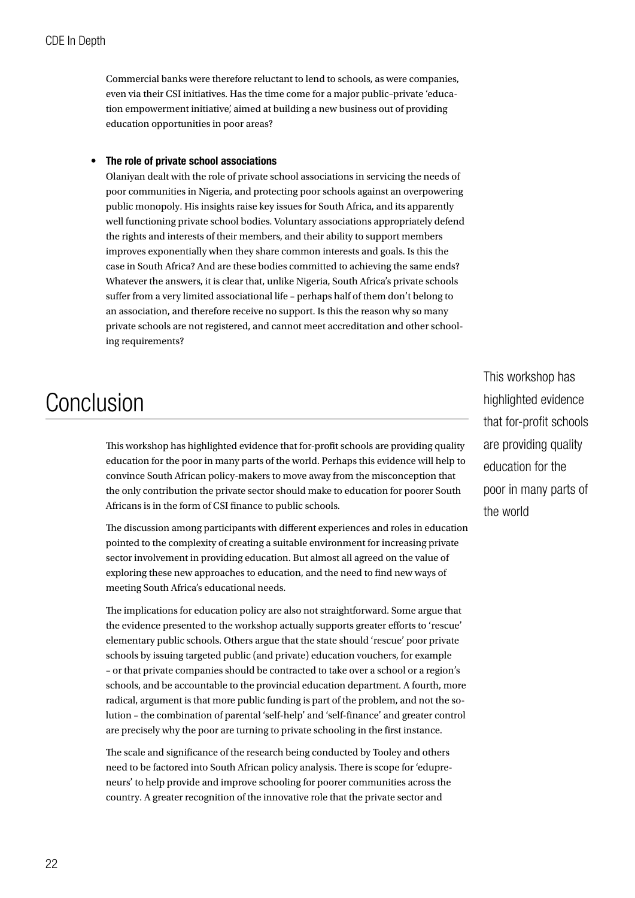Commercial banks were therefore reluctant to lend to schools, as were companies, even via their CSI initiatives. Has the time come for a major public–private 'education empowerment initiative', aimed at building a new business out of providing education opportunities in poor areas?

- **The role of private school associations**
  Olaniyan dealt with the role of private school associations in servicing the needs of poor communities in Nigeria, and protecting poor schools against an overpowering public monopoly. His insights raise key issues for South Africa, and its apparently well functioning private school bodies. Voluntary associations appropriately defend the rights and interests of their members, and their ability to support members improves exponentially when they share common interests and goals. Is this the case in South Africa? And are these bodies committed to achieving the same ends? Whatever the answers, it is clear that, unlike Nigeria, South Africa's private schools suffer from a very limited associational life – perhaps half of them don't belong to an association, and therefore receive no support. Is this the reason why so many private schools are not registered, and cannot meet accreditation and other schooling requirements?

# Conclusion

This workshop has highlighted evidence that for-profit schools are providing quality education for the poor in many parts of the world. Perhaps this evidence will help to convince South African policy-makers to move away from the misconception that the only contribution the private sector should make to education for poorer South Africans is in the form of CSI finance to public schools.

The discussion among participants with different experiences and roles in education pointed to the complexity of creating a suitable environment for increasing private sector involvement in providing education. But almost all agreed on the value of exploring these new approaches to education, and the need to find new ways of meeting South Africa's educational needs.

The implications for education policy are also not straightforward. Some argue that the evidence presented to the workshop actually supports greater efforts to 'rescue' elementary public schools. Others argue that the state should 'rescue' poor private schools by issuing targeted public (and private) education vouchers, for example – or that private companies should be contracted to take over a school or a region's schools, and be accountable to the provincial education department. A fourth, more radical, argument is that more public funding is part of the problem, and not the solution – the combination of parental 'self-help' and 'self-finance' and greater control are precisely why the poor are turning to private schooling in the first instance.

The scale and significance of the research being conducted by Tooley and others need to be factored into South African policy analysis. There is scope for 'edupreneurs' to help provide and improve schooling for poorer communities across the country. A greater recognition of the innovative role that the private sector and

> This workshop has highlighted evidence that for-profit schools are providing quality education for the poor in many parts of the world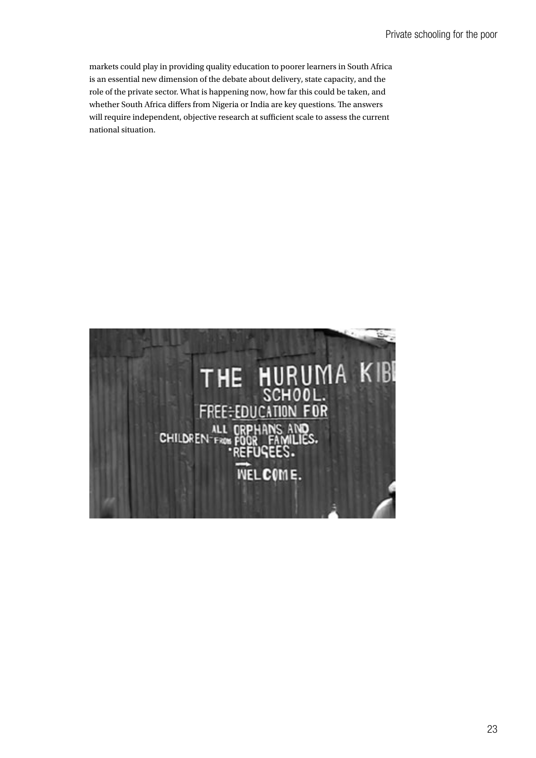markets could play in providing quality education to poorer learners in South Africa is an essential new dimension of the debate about delivery, state capacity, and the role of the private sector. What is happening now, how far this could be taken, and whether South Africa differs from Nigeria or India are key questions. The answers will require independent, objective research at sufficient scale to assess the current national situation.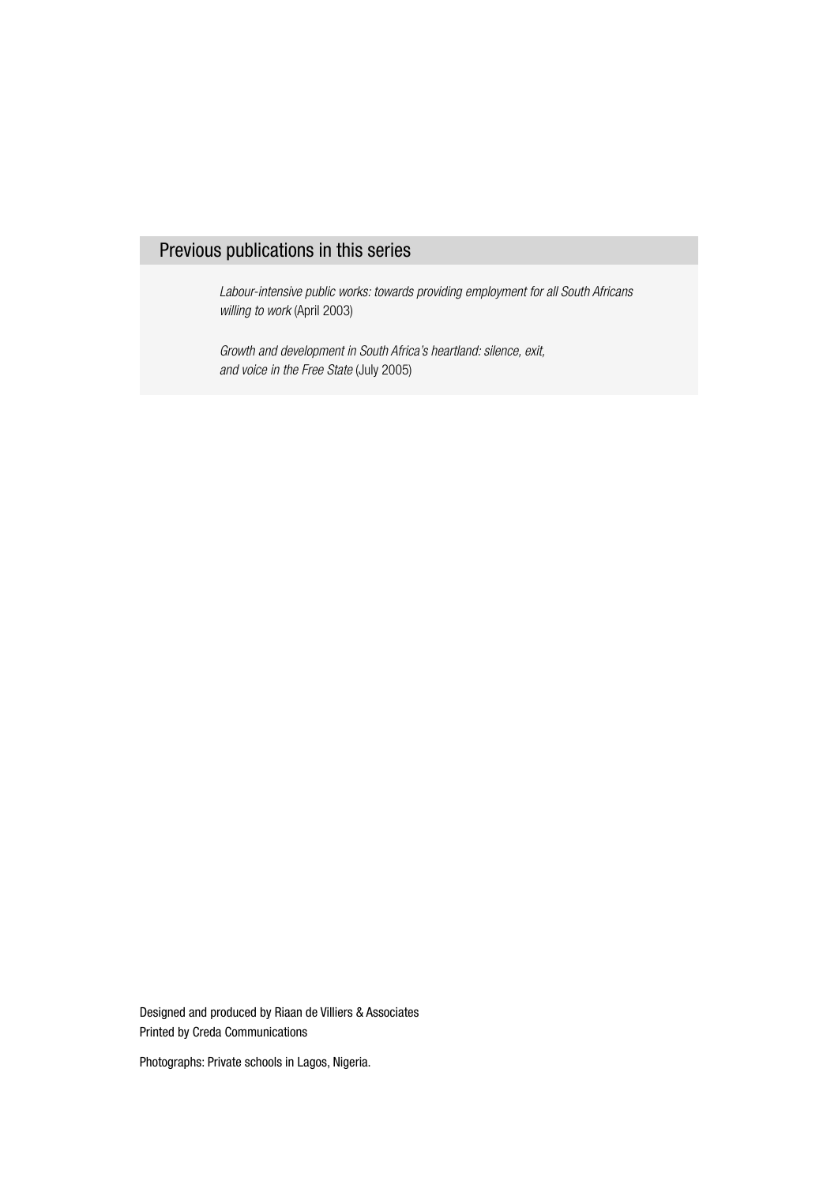## Previous publications in this series

*Labour-intensive public works: towards providing employment for all South Africans willing to work* (April 2003)

*Growth and development in South Africa's heartland: silence, exit, and voice in the Free State* (July 2005)

Designed and produced by Riaan de Villiers & Associates
Printed by Creda Communications

Photographs: Private schools in Lagos, Nigeria.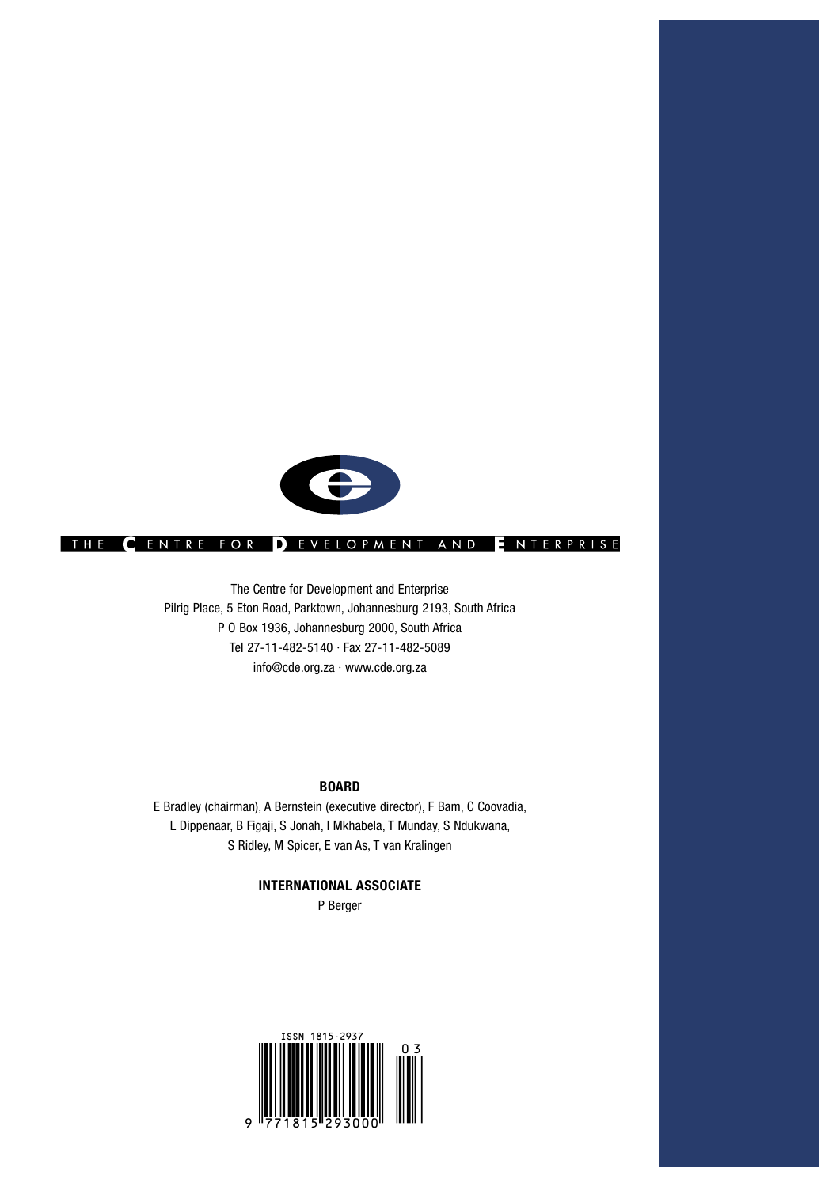THE CENTRE FOR DEVELOPMENT AND ENTERPRISE

The Centre for Development and Enterprise
Pilrig Place, 5 Eton Road, Parktown, Johannesburg 2193, South Africa
P O Box 1936, Johannesburg 2000, South Africa
Tel 27-11-482-5140 · Fax 27-11-482-5089
info@cde.org.za · www.cde.org.za

**BOARD**

E Bradley (chairman), A Bernstein (executive director), F Bam, C Coovadia, L Dippenaar, B Figaji, S Jonah, I Mkhabela, T Munday, S Ndukwana, S Ridley, M Spicer, E van As, T van Kralingen

**INTERNATIONAL ASSOCIATE**

P Berger

ISSN 1815-2937

9 771815 293000 03